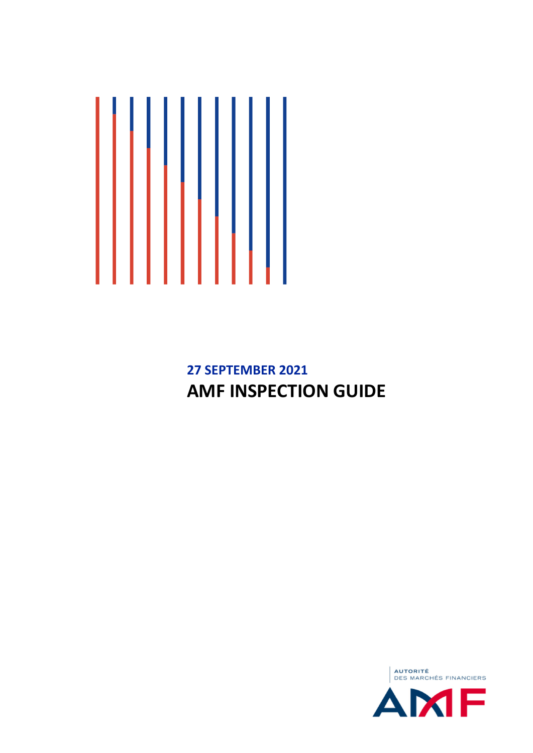**27 SEPTEMBER 2021**

# AMF INSPECTION GUIDE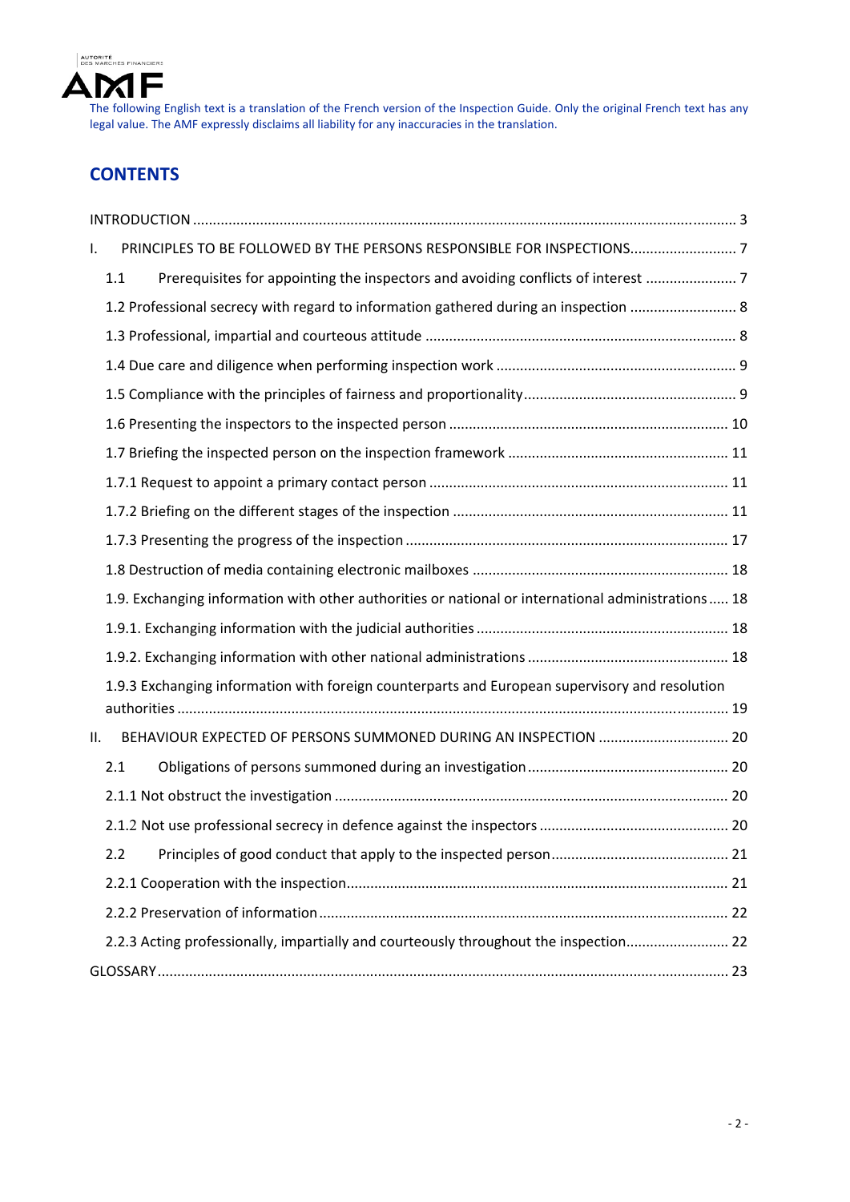The following English text is a translation of the French version of the Inspection Guide. Only the original French text has any legal value. The AMF expressly disclaims all liability for any inaccuracies in the translation.

## CONTENTS

INTRODUCTION ..... 3

I. PRINCIPLES TO BE FOLLOWED BY THE PERSONS RESPONSIBLE FOR INSPECTIONS ..... 7

1.1 Prerequisites for appointing the inspectors and avoiding conflicts of interest ..... 7

1.2 Professional secrecy with regard to information gathered during an inspection ..... 8

1.3 Professional, impartial and courteous attitude ..... 8

1.4 Due care and diligence when performing inspection work ..... 9

1.5 Compliance with the principles of fairness and proportionality ..... 9

1.6 Presenting the inspectors to the inspected person ..... 10

1.7 Briefing the inspected person on the inspection framework ..... 11

1.7.1 Request to appoint a primary contact person ..... 11

1.7.2 Briefing on the different stages of the inspection ..... 11

1.7.3 Presenting the progress of the inspection ..... 17

1.8 Destruction of media containing electronic mailboxes ..... 18

1.9. Exchanging information with other authorities or national or international administrations ..... 18

1.9.1. Exchanging information with the judicial authorities ..... 18

1.9.2. Exchanging information with other national administrations ..... 18

1.9.3 Exchanging information with foreign counterparts and European supervisory and resolution authorities ..... 19

II. BEHAVIOUR EXPECTED OF PERSONS SUMMONED DURING AN INSPECTION ..... 20

2.1 Obligations of persons summoned during an investigation ..... 20

2.1.1 Not obstruct the investigation ..... 20

2.1.2 Not use professional secrecy in defence against the inspectors ..... 20

2.2 Principles of good conduct that apply to the inspected person ..... 21

2.2.1 Cooperation with the inspection ..... 21

2.2.2 Preservation of information ..... 22

2.2.3 Acting professionally, impartially and courteously throughout the inspection ..... 22

GLOSSARY ..... 23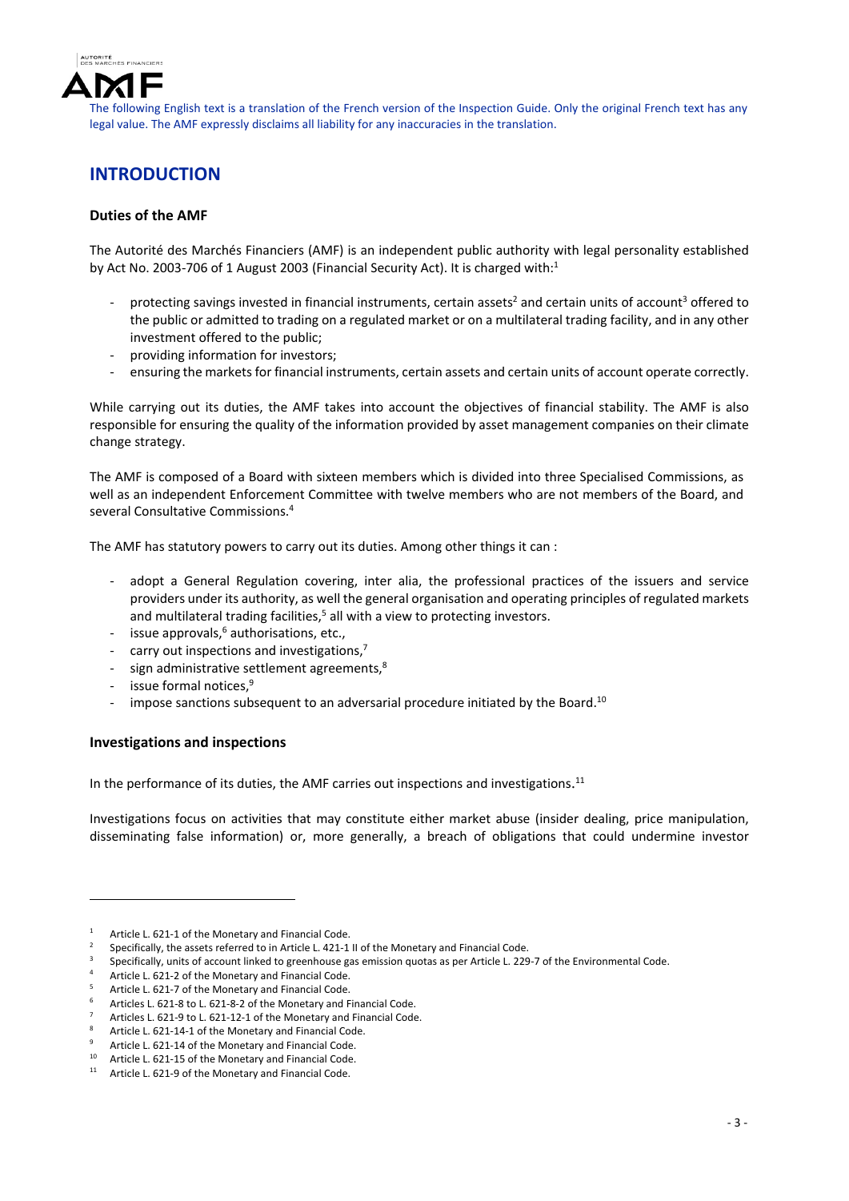The following English text is a translation of the French version of the Inspection Guide. Only the original French text has any legal value. The AMF expressly disclaims all liability for any inaccuracies in the translation.

# INTRODUCTION

### Duties of the AMF

The Autorité des Marchés Financiers (AMF) is an independent public authority with legal personality established by Act No. 2003-706 of 1 August 2003 (Financial Security Act). It is charged with:[1]

- protecting savings invested in financial instruments, certain assets[2] and certain units of account[3] offered to the public or admitted to trading on a regulated market or on a multilateral trading facility, and in any other investment offered to the public;
- providing information for investors;
- ensuring the markets for financial instruments, certain assets and certain units of account operate correctly.

While carrying out its duties, the AMF takes into account the objectives of financial stability. The AMF is also responsible for ensuring the quality of the information provided by asset management companies on their climate change strategy.

The AMF is composed of a Board with sixteen members which is divided into three Specialised Commissions, as well as an independent Enforcement Committee with twelve members who are not members of the Board, and several Consultative Commissions.[4]

The AMF has statutory powers to carry out its duties. Among other things it can :

- adopt a General Regulation covering, inter alia, the professional practices of the issuers and service providers under its authority, as well the general organisation and operating principles of regulated markets and multilateral trading facilities,[5] all with a view to protecting investors.
- issue approvals,[6] authorisations, etc.,
- carry out inspections and investigations,[7]
- sign administrative settlement agreements,[8]
- issue formal notices,[9]
- impose sanctions subsequent to an adversarial procedure initiated by the Board.[10]

### Investigations and inspections

In the performance of its duties, the AMF carries out inspections and investigations.[11]

Investigations focus on activities that may constitute either market abuse (insider dealing, price manipulation, disseminating false information) or, more generally, a breach of obligations that could undermine investor

---

[1] Article L. 621-1 of the Monetary and Financial Code.
[2] Specifically, the assets referred to in Article L. 421-1 II of the Monetary and Financial Code.
[3] Specifically, units of account linked to greenhouse gas emission quotas as per Article L. 229-7 of the Environmental Code.
[4] Article L. 621-2 of the Monetary and Financial Code.
[5] Article L. 621-7 of the Monetary and Financial Code.
[6] Articles L. 621-8 to L. 621-8-2 of the Monetary and Financial Code.
[7] Articles L. 621-9 to L. 621-12-1 of the Monetary and Financial Code.
[8] Article L. 621-14-1 of the Monetary and Financial Code.
[9] Article L. 621-14 of the Monetary and Financial Code.
[10] Article L. 621-15 of the Monetary and Financial Code.
[11] Article L. 621-9 of the Monetary and Financial Code.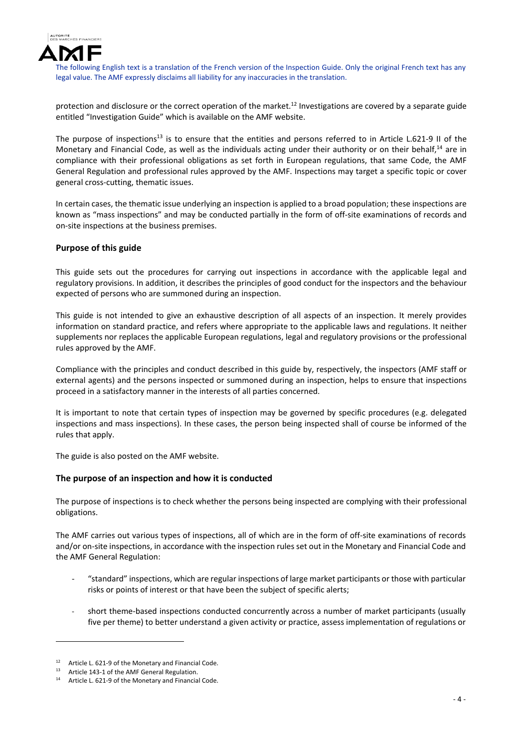protection and disclosure or the correct operation of the market.[12] Investigations are covered by a separate guide entitled "Investigation Guide" which is available on the AMF website.

The purpose of inspections[13] is to ensure that the entities and persons referred to in Article L.621-9 II of the Monetary and Financial Code, as well as the individuals acting under their authority or on their behalf,[14] are in compliance with their professional obligations as set forth in European regulations, that same Code, the AMF General Regulation and professional rules approved by the AMF. Inspections may target a specific topic or cover general cross-cutting, thematic issues.

In certain cases, the thematic issue underlying an inspection is applied to a broad population; these inspections are known as "mass inspections" and may be conducted partially in the form of off-site examinations of records and on-site inspections at the business premises.

### Purpose of this guide

This guide sets out the procedures for carrying out inspections in accordance with the applicable legal and regulatory provisions. In addition, it describes the principles of good conduct for the inspectors and the behaviour expected of persons who are summoned during an inspection.

This guide is not intended to give an exhaustive description of all aspects of an inspection. It merely provides information on standard practice, and refers where appropriate to the applicable laws and regulations. It neither supplements nor replaces the applicable European regulations, legal and regulatory provisions or the professional rules approved by the AMF.

Compliance with the principles and conduct described in this guide by, respectively, the inspectors (AMF staff or external agents) and the persons inspected or summoned during an inspection, helps to ensure that inspections proceed in a satisfactory manner in the interests of all parties concerned.

It is important to note that certain types of inspection may be governed by specific procedures (e.g. delegated inspections and mass inspections). In these cases, the person being inspected shall of course be informed of the rules that apply.

The guide is also posted on the AMF website.

### The purpose of an inspection and how it is conducted

The purpose of inspections is to check whether the persons being inspected are complying with their professional obligations.

The AMF carries out various types of inspections, all of which are in the form of off-site examinations of records and/or on-site inspections, in accordance with the inspection rules set out in the Monetary and Financial Code and the AMF General Regulation:

- "standard" inspections, which are regular inspections of large market participants or those with particular risks or points of interest or that have been the subject of specific alerts;
- short theme-based inspections conducted concurrently across a number of market participants (usually five per theme) to better understand a given activity or practice, assess implementation of regulations or

---

[12] Article L. 621-9 of the Monetary and Financial Code.
[13] Article 143-1 of the AMF General Regulation.
[14] Article L. 621-9 of the Monetary and Financial Code.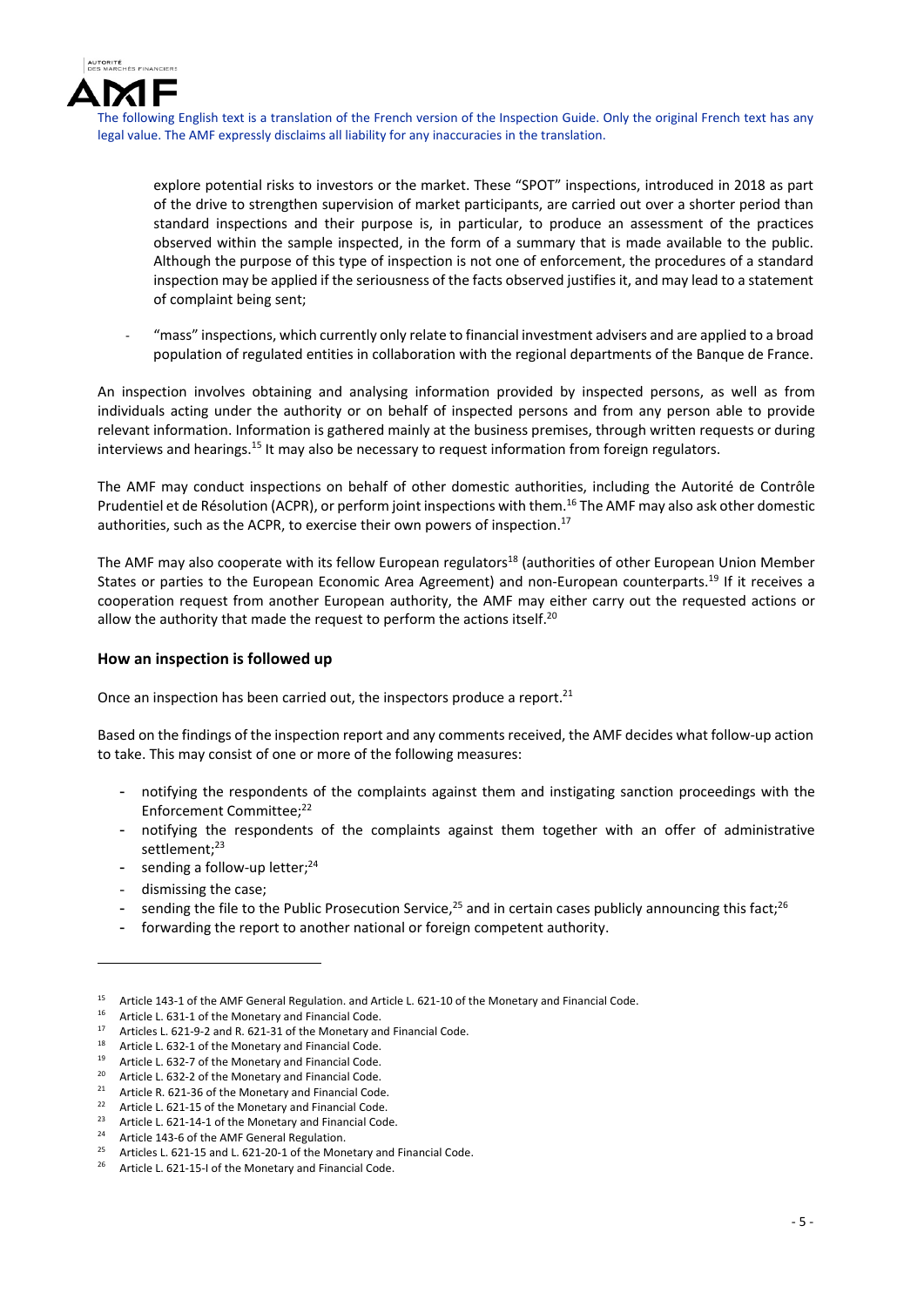The following English text is a translation of the French version of the Inspection Guide. Only the original French text has any legal value. The AMF expressly disclaims all liability for any inaccuracies in the translation.

explore potential risks to investors or the market. These "SPOT" inspections, introduced in 2018 as part of the drive to strengthen supervision of market participants, are carried out over a shorter period than standard inspections and their purpose is, in particular, to produce an assessment of the practices observed within the sample inspected, in the form of a summary that is made available to the public. Although the purpose of this type of inspection is not one of enforcement, the procedures of a standard inspection may be applied if the seriousness of the facts observed justifies it, and may lead to a statement of complaint being sent;

- "mass" inspections, which currently only relate to financial investment advisers and are applied to a broad population of regulated entities in collaboration with the regional departments of the Banque de France.

An inspection involves obtaining and analysing information provided by inspected persons, as well as from individuals acting under the authority or on behalf of inspected persons and from any person able to provide relevant information. Information is gathered mainly at the business premises, through written requests or during interviews and hearings.[15] It may also be necessary to request information from foreign regulators.

The AMF may conduct inspections on behalf of other domestic authorities, including the Autorité de Contrôle Prudentiel et de Résolution (ACPR), or perform joint inspections with them.[16] The AMF may also ask other domestic authorities, such as the ACPR, to exercise their own powers of inspection.[17]

The AMF may also cooperate with its fellow European regulators[18] (authorities of other European Union Member States or parties to the European Economic Area Agreement) and non-European counterparts.[19] If it receives a cooperation request from another European authority, the AMF may either carry out the requested actions or allow the authority that made the request to perform the actions itself.[20]

**How an inspection is followed up**

Once an inspection has been carried out, the inspectors produce a report.[21]

Based on the findings of the inspection report and any comments received, the AMF decides what follow-up action to take. This may consist of one or more of the following measures:

- notifying the respondents of the complaints against them and instigating sanction proceedings with the Enforcement Committee;[22]
- notifying the respondents of the complaints against them together with an offer of administrative settlement;[23]
- sending a follow-up letter;[24]
- dismissing the case;
- sending the file to the Public Prosecution Service,[25] and in certain cases publicly announcing this fact;[26]
- forwarding the report to another national or foreign competent authority.

---

[15] Article 143-1 of the AMF General Regulation. and Article L. 621-10 of the Monetary and Financial Code.
[16] Article L. 631-1 of the Monetary and Financial Code.
[17] Articles L. 621-9-2 and R. 621-31 of the Monetary and Financial Code.
[18] Article L. 632-1 of the Monetary and Financial Code.
[19] Article L. 632-7 of the Monetary and Financial Code.
[20] Article L. 632-2 of the Monetary and Financial Code.
[21] Article R. 621-36 of the Monetary and Financial Code.
[22] Article L. 621-15 of the Monetary and Financial Code.
[23] Article L. 621-14-1 of the Monetary and Financial Code.
[24] Article 143-6 of the AMF General Regulation.
[25] Articles L. 621-15 and L. 621-20-1 of the Monetary and Financial Code.
[26] Article L. 621-15-I of the Monetary and Financial Code.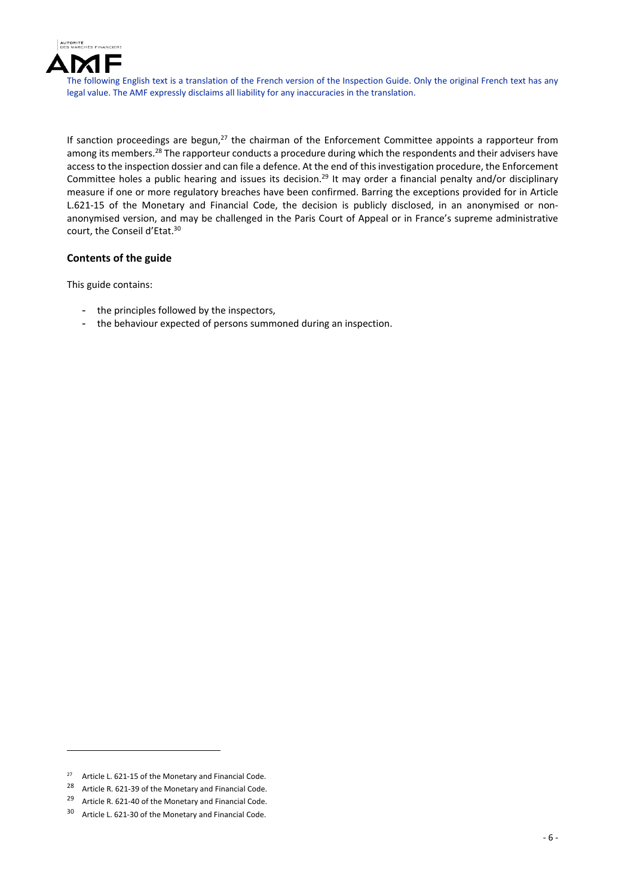The following English text is a translation of the French version of the Inspection Guide. Only the original French text has any legal value. The AMF expressly disclaims all liability for any inaccuracies in the translation.

If sanction proceedings are begun,[27] the chairman of the Enforcement Committee appoints a rapporteur from among its members.[28] The rapporteur conducts a procedure during which the respondents and their advisers have access to the inspection dossier and can file a defence. At the end of this investigation procedure, the Enforcement Committee holes a public hearing and issues its decision.[29] It may order a financial penalty and/or disciplinary measure if one or more regulatory breaches have been confirmed. Barring the exceptions provided for in Article L.621-15 of the Monetary and Financial Code, the decision is publicly disclosed, in an anonymised or non-anonymised version, and may be challenged in the Paris Court of Appeal or in France's supreme administrative court, the Conseil d'Etat.[30]

**Contents of the guide**

This guide contains:

- the principles followed by the inspectors,
- the behaviour expected of persons summoned during an inspection.

[27] Article L. 621-15 of the Monetary and Financial Code.

[28] Article R. 621-39 of the Monetary and Financial Code.

[29] Article R. 621-40 of the Monetary and Financial Code.

[30] Article L. 621-30 of the Monetary and Financial Code.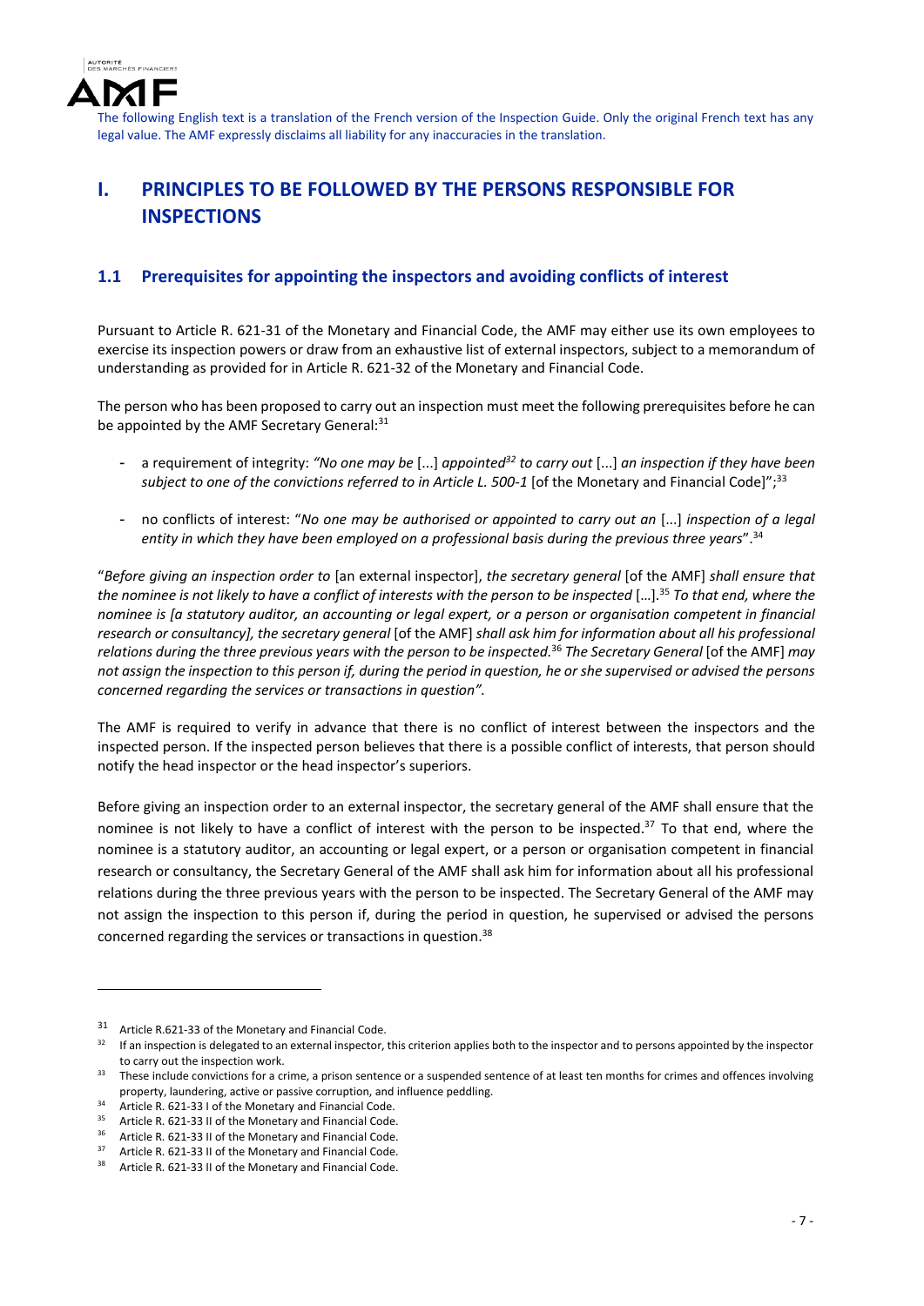The following English text is a translation of the French version of the Inspection Guide. Only the original French text has any legal value. The AMF expressly disclaims all liability for any inaccuracies in the translation.

# I. PRINCIPLES TO BE FOLLOWED BY THE PERSONS RESPONSIBLE FOR INSPECTIONS

## 1.1 Prerequisites for appointing the inspectors and avoiding conflicts of interest

Pursuant to Article R. 621-31 of the Monetary and Financial Code, the AMF may either use its own employees to exercise its inspection powers or draw from an exhaustive list of external inspectors, subject to a memorandum of understanding as provided for in Article R. 621-32 of the Monetary and Financial Code.

The person who has been proposed to carry out an inspection must meet the following prerequisites before he can be appointed by the AMF Secretary General:[31]

- a requirement of integrity: *"No one may be* [...] *appointed*[32] *to carry out* [...] *an inspection if they have been subject to one of the convictions referred to in Article L. 500-1* [of the Monetary and Financial Code]";[33]
- no conflicts of interest: "*No one may be authorised or appointed to carry out an* [...] *inspection of a legal entity in which they have been employed on a professional basis during the previous three years*".[34]

"*Before giving an inspection order to* [an external inspector], *the secretary general* [of the AMF] *shall ensure that the nominee is not likely to have a conflict of interests with the person to be inspected* […].[35] *To that end, where the nominee is [a statutory auditor, an accounting or legal expert, or a person or organisation competent in financial research or consultancy], the secretary general* [of the AMF] *shall ask him for information about all his professional relations during the three previous years with the person to be inspected.*[36] *The Secretary General* [of the AMF] *may not assign the inspection to this person if, during the period in question, he or she supervised or advised the persons concerned regarding the services or transactions in question".*

The AMF is required to verify in advance that there is no conflict of interest between the inspectors and the inspected person. If the inspected person believes that there is a possible conflict of interests, that person should notify the head inspector or the head inspector's superiors.

Before giving an inspection order to an external inspector, the secretary general of the AMF shall ensure that the nominee is not likely to have a conflict of interest with the person to be inspected.[37] To that end, where the nominee is a statutory auditor, an accounting or legal expert, or a person or organisation competent in financial research or consultancy, the Secretary General of the AMF shall ask him for information about all his professional relations during the three previous years with the person to be inspected. The Secretary General of the AMF may not assign the inspection to this person if, during the period in question, he supervised or advised the persons concerned regarding the services or transactions in question.[38]

---

[31] Article R.621-33 of the Monetary and Financial Code.

[32] If an inspection is delegated to an external inspector, this criterion applies both to the inspector and to persons appointed by the inspector to carry out the inspection work.

[33] These include convictions for a crime, a prison sentence or a suspended sentence of at least ten months for crimes and offences involving property, laundering, active or passive corruption, and influence peddling.

[34] Article R. 621-33 I of the Monetary and Financial Code.

[35] Article R. 621-33 II of the Monetary and Financial Code.

[36] Article R. 621-33 II of the Monetary and Financial Code.

[37] Article R. 621-33 II of the Monetary and Financial Code.

[38] Article R. 621-33 II of the Monetary and Financial Code.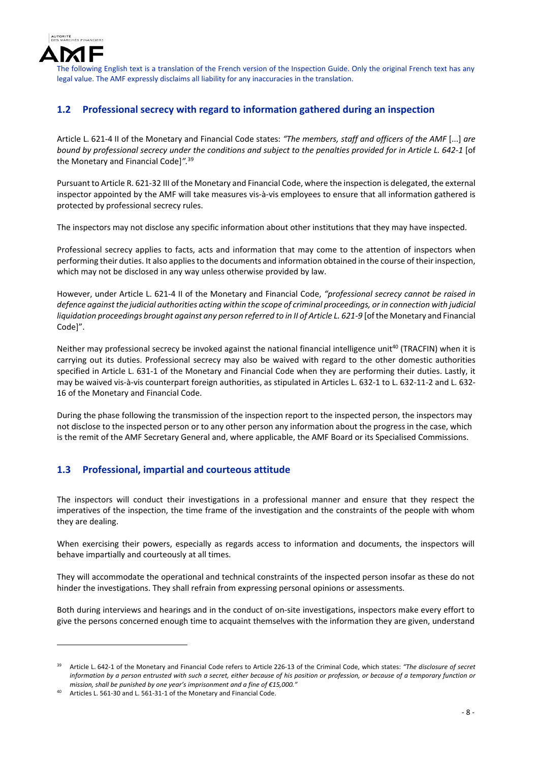The following English text is a translation of the French version of the Inspection Guide. Only the original French text has any legal value. The AMF expressly disclaims all liability for any inaccuracies in the translation.

## 1.2 Professional secrecy with regard to information gathered during an inspection

Article L. 621-4 II of the Monetary and Financial Code states: *"The members, staff and officers of the AMF* [...] *are bound by professional secrecy under the conditions and subject to the penalties provided for in Article L. 642-1* [of the Monetary and Financial Code]*".*[39]

Pursuant to Article R. 621-32 III of the Monetary and Financial Code, where the inspection is delegated, the external inspector appointed by the AMF will take measures vis-à-vis employees to ensure that all information gathered is protected by professional secrecy rules.

The inspectors may not disclose any specific information about other institutions that they may have inspected.

Professional secrecy applies to facts, acts and information that may come to the attention of inspectors when performing their duties. It also applies to the documents and information obtained in the course of their inspection, which may not be disclosed in any way unless otherwise provided by law.

However, under Article L. 621-4 II of the Monetary and Financial Code, *"professional secrecy cannot be raised in defence against the judicial authorities acting within the scope of criminal proceedings, or in connection with judicial liquidation proceedings brought against any person referred to in II of Article L. 621-9* [of the Monetary and Financial Code]".

Neither may professional secrecy be invoked against the national financial intelligence unit[40] (TRACFIN) when it is carrying out its duties. Professional secrecy may also be waived with regard to the other domestic authorities specified in Article L. 631-1 of the Monetary and Financial Code when they are performing their duties. Lastly, it may be waived vis-à-vis counterpart foreign authorities, as stipulated in Articles L. 632-1 to L. 632-11-2 and L. 632-16 of the Monetary and Financial Code.

During the phase following the transmission of the inspection report to the inspected person, the inspectors may not disclose to the inspected person or to any other person any information about the progress in the case, which is the remit of the AMF Secretary General and, where applicable, the AMF Board or its Specialised Commissions.

## 1.3 Professional, impartial and courteous attitude

The inspectors will conduct their investigations in a professional manner and ensure that they respect the imperatives of the inspection, the time frame of the investigation and the constraints of the people with whom they are dealing.

When exercising their powers, especially as regards access to information and documents, the inspectors will behave impartially and courteously at all times.

They will accommodate the operational and technical constraints of the inspected person insofar as these do not hinder the investigations. They shall refrain from expressing personal opinions or assessments.

Both during interviews and hearings and in the conduct of on-site investigations, inspectors make every effort to give the persons concerned enough time to acquaint themselves with the information they are given, understand

---

[39] Article L. 642-1 of the Monetary and Financial Code refers to Article 226-13 of the Criminal Code, which states: *"The disclosure of secret information by a person entrusted with such a secret, either because of his position or profession, or because of a temporary function or mission, shall be punished by one year's imprisonment and a fine of €15,000."*

[40] Articles L. 561-30 and L. 561-31-1 of the Monetary and Financial Code.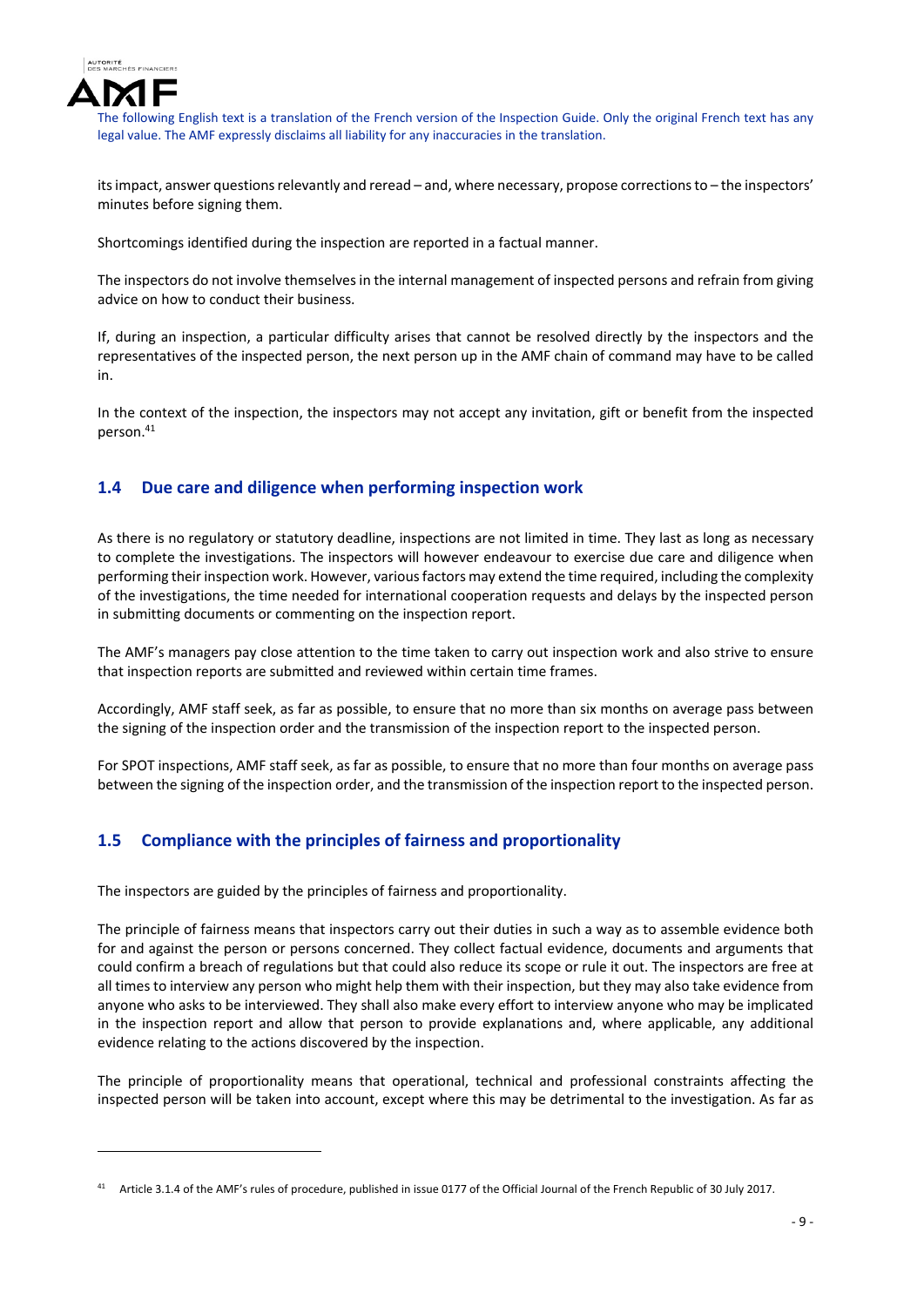its impact, answer questions relevantly and reread – and, where necessary, propose corrections to – the inspectors' minutes before signing them.

Shortcomings identified during the inspection are reported in a factual manner.

The inspectors do not involve themselves in the internal management of inspected persons and refrain from giving advice on how to conduct their business.

If, during an inspection, a particular difficulty arises that cannot be resolved directly by the inspectors and the representatives of the inspected person, the next person up in the AMF chain of command may have to be called in.

In the context of the inspection, the inspectors may not accept any invitation, gift or benefit from the inspected person.[41]

## 1.4 Due care and diligence when performing inspection work

As there is no regulatory or statutory deadline, inspections are not limited in time. They last as long as necessary to complete the investigations. The inspectors will however endeavour to exercise due care and diligence when performing their inspection work. However, various factors may extend the time required, including the complexity of the investigations, the time needed for international cooperation requests and delays by the inspected person in submitting documents or commenting on the inspection report.

The AMF's managers pay close attention to the time taken to carry out inspection work and also strive to ensure that inspection reports are submitted and reviewed within certain time frames.

Accordingly, AMF staff seek, as far as possible, to ensure that no more than six months on average pass between the signing of the inspection order and the transmission of the inspection report to the inspected person.

For SPOT inspections, AMF staff seek, as far as possible, to ensure that no more than four months on average pass between the signing of the inspection order, and the transmission of the inspection report to the inspected person.

## 1.5 Compliance with the principles of fairness and proportionality

The inspectors are guided by the principles of fairness and proportionality.

The principle of fairness means that inspectors carry out their duties in such a way as to assemble evidence both for and against the person or persons concerned. They collect factual evidence, documents and arguments that could confirm a breach of regulations but that could also reduce its scope or rule it out. The inspectors are free at all times to interview any person who might help them with their inspection, but they may also take evidence from anyone who asks to be interviewed. They shall also make every effort to interview anyone who may be implicated in the inspection report and allow that person to provide explanations and, where applicable, any additional evidence relating to the actions discovered by the inspection.

The principle of proportionality means that operational, technical and professional constraints affecting the inspected person will be taken into account, except where this may be detrimental to the investigation. As far as

[41] Article 3.1.4 of the AMF's rules of procedure, published in issue 0177 of the Official Journal of the French Republic of 30 July 2017.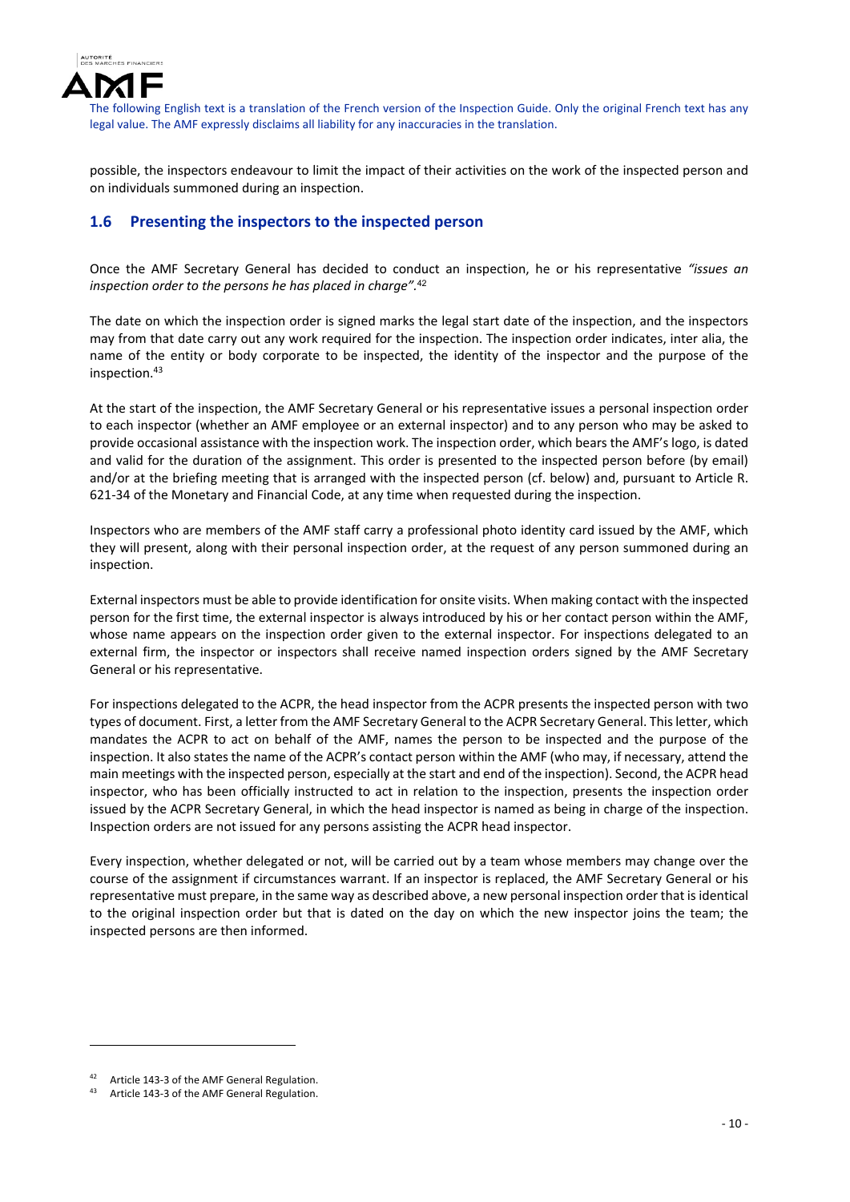possible, the inspectors endeavour to limit the impact of their activities on the work of the inspected person and on individuals summoned during an inspection.

## 1.6 Presenting the inspectors to the inspected person

Once the AMF Secretary General has decided to conduct an inspection, he or his representative *"issues an inspection order to the persons he has placed in charge"*.[42]

The date on which the inspection order is signed marks the legal start date of the inspection, and the inspectors may from that date carry out any work required for the inspection. The inspection order indicates, inter alia, the name of the entity or body corporate to be inspected, the identity of the inspector and the purpose of the inspection.[43]

At the start of the inspection, the AMF Secretary General or his representative issues a personal inspection order to each inspector (whether an AMF employee or an external inspector) and to any person who may be asked to provide occasional assistance with the inspection work. The inspection order, which bears the AMF's logo, is dated and valid for the duration of the assignment. This order is presented to the inspected person before (by email) and/or at the briefing meeting that is arranged with the inspected person (cf. below) and, pursuant to Article R. 621-34 of the Monetary and Financial Code, at any time when requested during the inspection.

Inspectors who are members of the AMF staff carry a professional photo identity card issued by the AMF, which they will present, along with their personal inspection order, at the request of any person summoned during an inspection.

External inspectors must be able to provide identification for onsite visits. When making contact with the inspected person for the first time, the external inspector is always introduced by his or her contact person within the AMF, whose name appears on the inspection order given to the external inspector. For inspections delegated to an external firm, the inspector or inspectors shall receive named inspection orders signed by the AMF Secretary General or his representative.

For inspections delegated to the ACPR, the head inspector from the ACPR presents the inspected person with two types of document. First, a letter from the AMF Secretary General to the ACPR Secretary General. This letter, which mandates the ACPR to act on behalf of the AMF, names the person to be inspected and the purpose of the inspection. It also states the name of the ACPR's contact person within the AMF (who may, if necessary, attend the main meetings with the inspected person, especially at the start and end of the inspection). Second, the ACPR head inspector, who has been officially instructed to act in relation to the inspection, presents the inspection order issued by the ACPR Secretary General, in which the head inspector is named as being in charge of the inspection. Inspection orders are not issued for any persons assisting the ACPR head inspector.

Every inspection, whether delegated or not, will be carried out by a team whose members may change over the course of the assignment if circumstances warrant. If an inspector is replaced, the AMF Secretary General or his representative must prepare, in the same way as described above, a new personal inspection order that is identical to the original inspection order but that is dated on the day on which the new inspector joins the team; the inspected persons are then informed.

---

[42] Article 143-3 of the AMF General Regulation.

[43] Article 143-3 of the AMF General Regulation.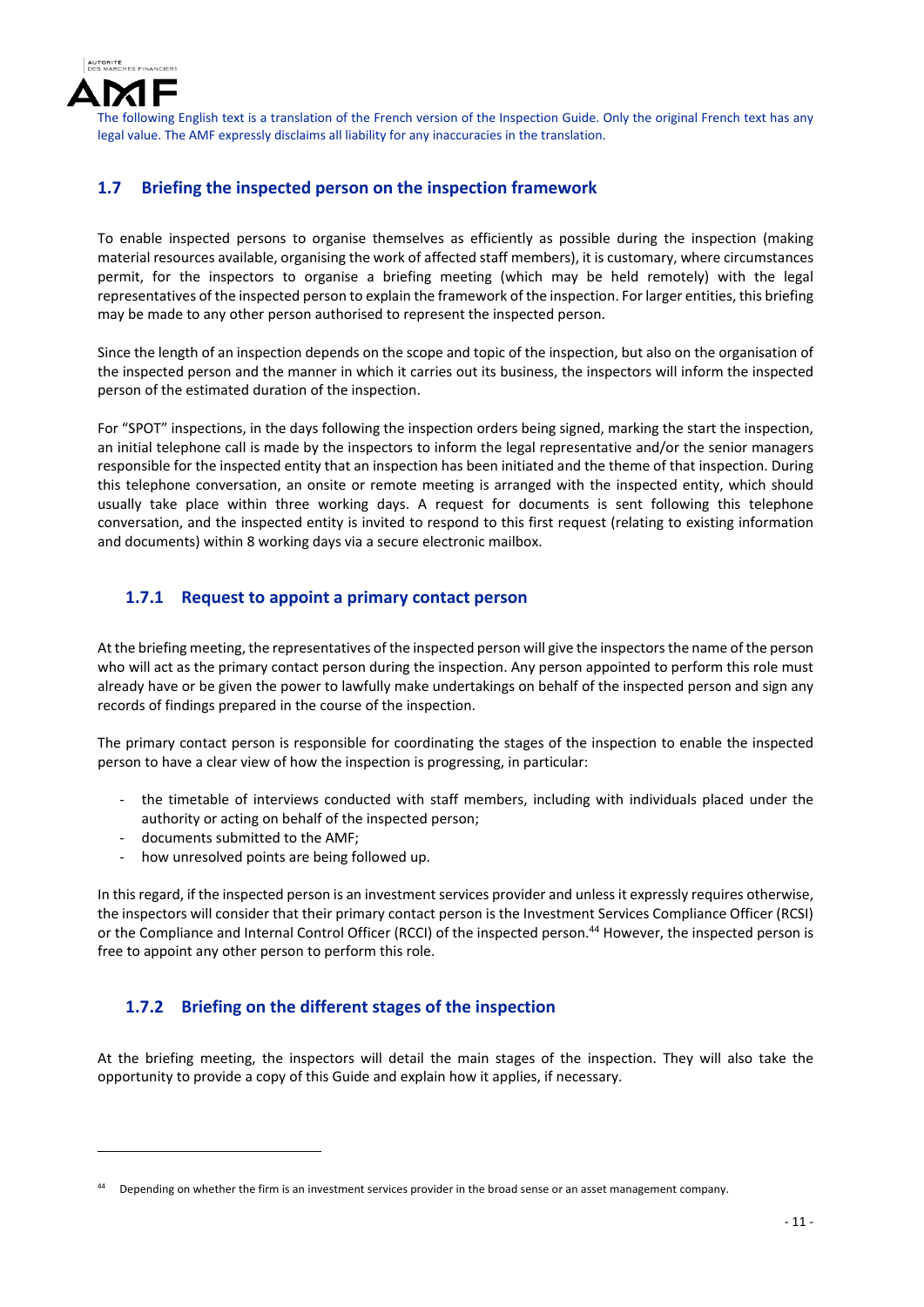The following English text is a translation of the French version of the Inspection Guide. Only the original French text has any legal value. The AMF expressly disclaims all liability for any inaccuracies in the translation.

## 1.7 Briefing the inspected person on the inspection framework

To enable inspected persons to organise themselves as efficiently as possible during the inspection (making material resources available, organising the work of affected staff members), it is customary, where circumstances permit, for the inspectors to organise a briefing meeting (which may be held remotely) with the legal representatives of the inspected person to explain the framework of the inspection. For larger entities, this briefing may be made to any other person authorised to represent the inspected person.

Since the length of an inspection depends on the scope and topic of the inspection, but also on the organisation of the inspected person and the manner in which it carries out its business, the inspectors will inform the inspected person of the estimated duration of the inspection.

For "SPOT" inspections, in the days following the inspection orders being signed, marking the start the inspection, an initial telephone call is made by the inspectors to inform the legal representative and/or the senior managers responsible for the inspected entity that an inspection has been initiated and the theme of that inspection. During this telephone conversation, an onsite or remote meeting is arranged with the inspected entity, which should usually take place within three working days. A request for documents is sent following this telephone conversation, and the inspected entity is invited to respond to this first request (relating to existing information and documents) within 8 working days via a secure electronic mailbox.

### 1.7.1 Request to appoint a primary contact person

At the briefing meeting, the representatives of the inspected person will give the inspectors the name of the person who will act as the primary contact person during the inspection. Any person appointed to perform this role must already have or be given the power to lawfully make undertakings on behalf of the inspected person and sign any records of findings prepared in the course of the inspection.

The primary contact person is responsible for coordinating the stages of the inspection to enable the inspected person to have a clear view of how the inspection is progressing, in particular:

- the timetable of interviews conducted with staff members, including with individuals placed under the authority or acting on behalf of the inspected person;
- documents submitted to the AMF;
- how unresolved points are being followed up.

In this regard, if the inspected person is an investment services provider and unless it expressly requires otherwise, the inspectors will consider that their primary contact person is the Investment Services Compliance Officer (RCSI) or the Compliance and Internal Control Officer (RCCI) of the inspected person.[44] However, the inspected person is free to appoint any other person to perform this role.

### 1.7.2 Briefing on the different stages of the inspection

At the briefing meeting, the inspectors will detail the main stages of the inspection. They will also take the opportunity to provide a copy of this Guide and explain how it applies, if necessary.

---

[44] Depending on whether the firm is an investment services provider in the broad sense or an asset management company.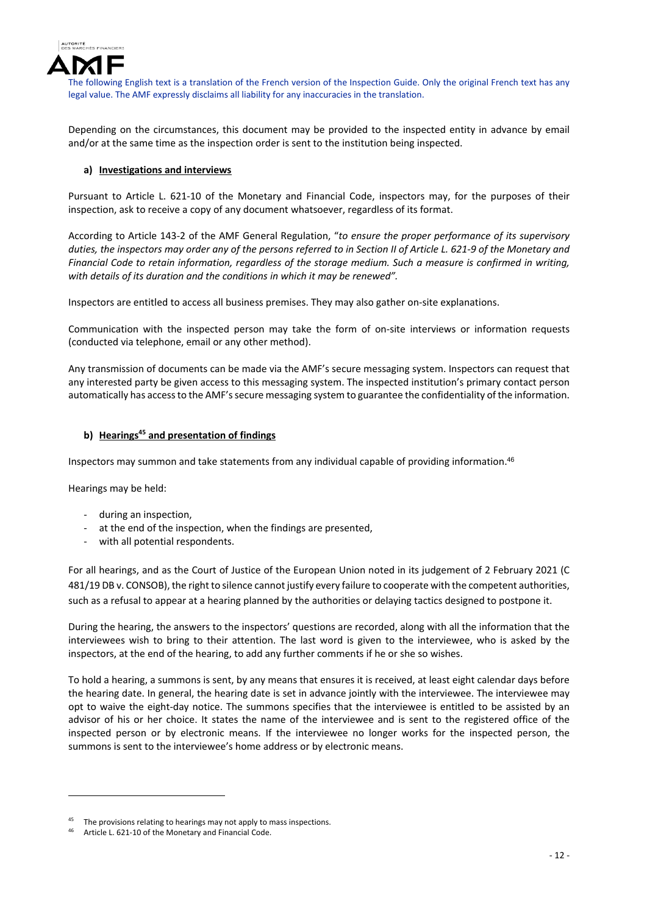Depending on the circumstances, this document may be provided to the inspected entity in advance by email and/or at the same time as the inspection order is sent to the institution being inspected.

#### a) Investigations and interviews

Pursuant to Article L. 621-10 of the Monetary and Financial Code, inspectors may, for the purposes of their inspection, ask to receive a copy of any document whatsoever, regardless of its format.

According to Article 143-2 of the AMF General Regulation, "*to ensure the proper performance of its supervisory duties, the inspectors may order any of the persons referred to in Section II of Article L. 621-9 of the Monetary and Financial Code to retain information, regardless of the storage medium. Such a measure is confirmed in writing, with details of its duration and the conditions in which it may be renewed*".

Inspectors are entitled to access all business premises. They may also gather on-site explanations.

Communication with the inspected person may take the form of on-site interviews or information requests (conducted via telephone, email or any other method).

Any transmission of documents can be made via the AMF's secure messaging system. Inspectors can request that any interested party be given access to this messaging system. The inspected institution's primary contact person automatically has access to the AMF's secure messaging system to guarantee the confidentiality of the information.

#### b) Hearings[45] and presentation of findings

Inspectors may summon and take statements from any individual capable of providing information.[46]

Hearings may be held:

- during an inspection,
- at the end of the inspection, when the findings are presented,
- with all potential respondents.

For all hearings, and as the Court of Justice of the European Union noted in its judgement of 2 February 2021 (C 481/19 DB v. CONSOB), the right to silence cannot justify every failure to cooperate with the competent authorities, such as a refusal to appear at a hearing planned by the authorities or delaying tactics designed to postpone it.

During the hearing, the answers to the inspectors' questions are recorded, along with all the information that the interviewees wish to bring to their attention. The last word is given to the interviewee, who is asked by the inspectors, at the end of the hearing, to add any further comments if he or she so wishes.

To hold a hearing, a summons is sent, by any means that ensures it is received, at least eight calendar days before the hearing date. In general, the hearing date is set in advance jointly with the interviewee. The interviewee may opt to waive the eight-day notice. The summons specifies that the interviewee is entitled to be assisted by an advisor of his or her choice. It states the name of the interviewee and is sent to the registered office of the inspected person or by electronic means. If the interviewee no longer works for the inspected person, the summons is sent to the interviewee's home address or by electronic means.

---

[45] The provisions relating to hearings may not apply to mass inspections.

[46] Article L. 621-10 of the Monetary and Financial Code.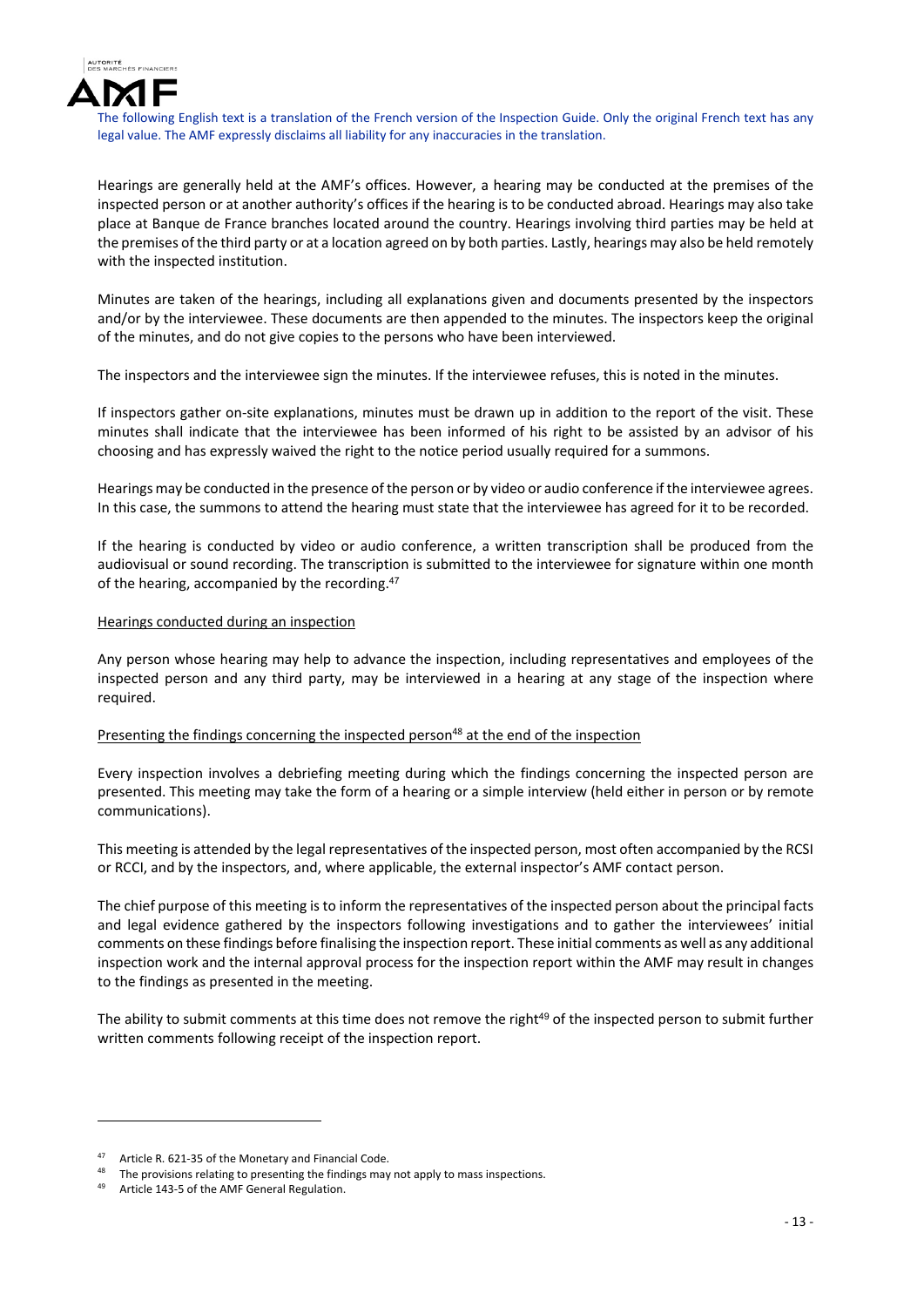Hearings are generally held at the AMF's offices. However, a hearing may be conducted at the premises of the inspected person or at another authority's offices if the hearing is to be conducted abroad. Hearings may also take place at Banque de France branches located around the country. Hearings involving third parties may be held at the premises of the third party or at a location agreed on by both parties. Lastly, hearings may also be held remotely with the inspected institution.

Minutes are taken of the hearings, including all explanations given and documents presented by the inspectors and/or by the interviewee. These documents are then appended to the minutes. The inspectors keep the original of the minutes, and do not give copies to the persons who have been interviewed.

The inspectors and the interviewee sign the minutes. If the interviewee refuses, this is noted in the minutes.

If inspectors gather on-site explanations, minutes must be drawn up in addition to the report of the visit. These minutes shall indicate that the interviewee has been informed of his right to be assisted by an advisor of his choosing and has expressly waived the right to the notice period usually required for a summons.

Hearings may be conducted in the presence of the person or by video or audio conference if the interviewee agrees. In this case, the summons to attend the hearing must state that the interviewee has agreed for it to be recorded.

If the hearing is conducted by video or audio conference, a written transcription shall be produced from the audiovisual or sound recording. The transcription is submitted to the interviewee for signature within one month of the hearing, accompanied by the recording.[47]

<u>Hearings conducted during an inspection</u>

Any person whose hearing may help to advance the inspection, including representatives and employees of the inspected person and any third party, may be interviewed in a hearing at any stage of the inspection where required.

<u>Presenting the findings concerning the inspected person[48] at the end of the inspection</u>

Every inspection involves a debriefing meeting during which the findings concerning the inspected person are presented. This meeting may take the form of a hearing or a simple interview (held either in person or by remote communications).

This meeting is attended by the legal representatives of the inspected person, most often accompanied by the RCSI or RCCI, and by the inspectors, and, where applicable, the external inspector's AMF contact person.

The chief purpose of this meeting is to inform the representatives of the inspected person about the principal facts and legal evidence gathered by the inspectors following investigations and to gather the interviewees' initial comments on these findings before finalising the inspection report. These initial comments as well as any additional inspection work and the internal approval process for the inspection report within the AMF may result in changes to the findings as presented in the meeting.

The ability to submit comments at this time does not remove the right[49] of the inspected person to submit further written comments following receipt of the inspection report.

---

[47] Article R. 621-35 of the Monetary and Financial Code.

[48] The provisions relating to presenting the findings may not apply to mass inspections.

[49] Article 143-5 of the AMF General Regulation.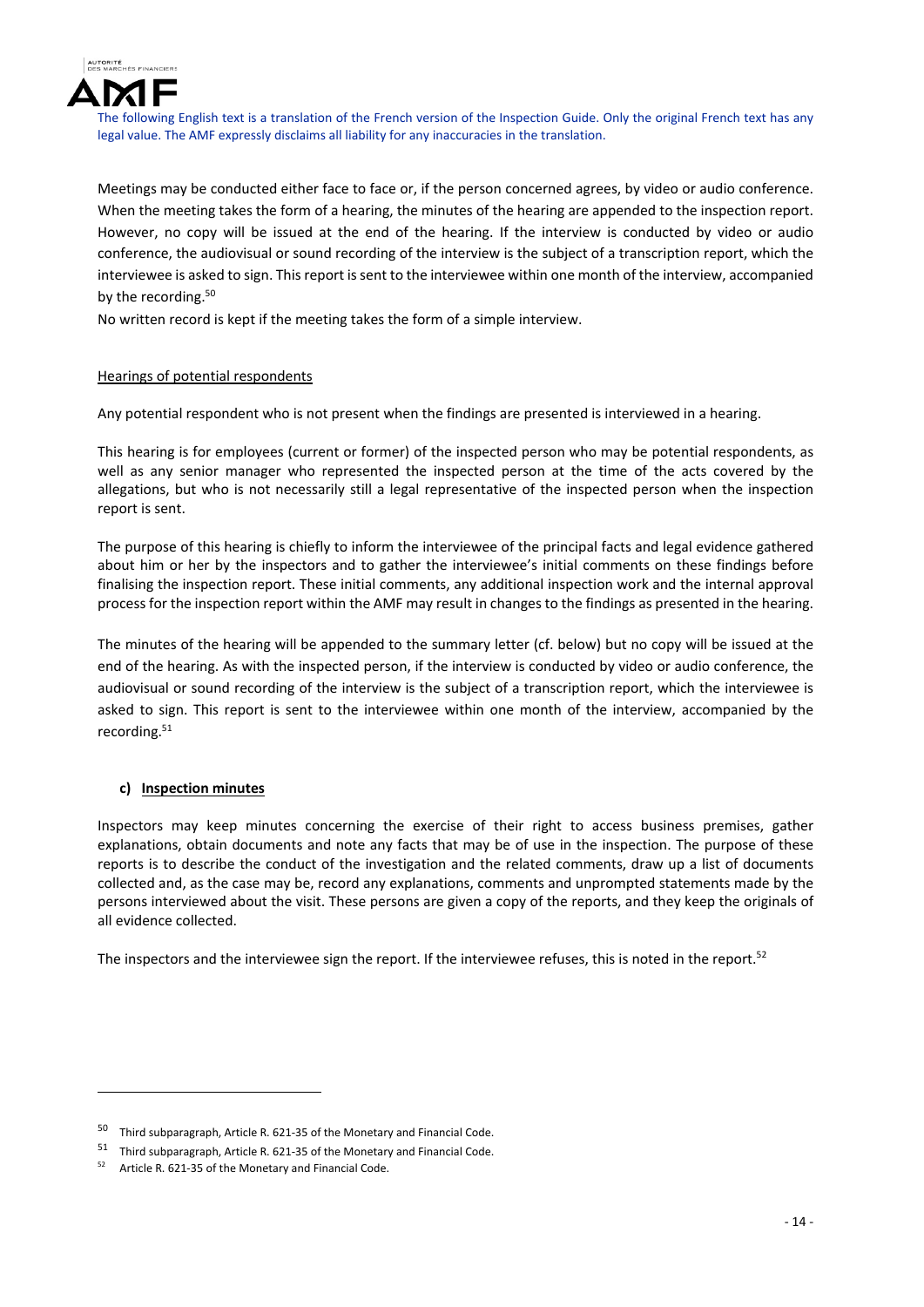The following English text is a translation of the French version of the Inspection Guide. Only the original French text has any legal value. The AMF expressly disclaims all liability for any inaccuracies in the translation.

Meetings may be conducted either face to face or, if the person concerned agrees, by video or audio conference. When the meeting takes the form of a hearing, the minutes of the hearing are appended to the inspection report. However, no copy will be issued at the end of the hearing. If the interview is conducted by video or audio conference, the audiovisual or sound recording of the interview is the subject of a transcription report, which the interviewee is asked to sign. This report is sent to the interviewee within one month of the interview, accompanied by the recording.[50]

No written record is kept if the meeting takes the form of a simple interview.

Hearings of potential respondents

Any potential respondent who is not present when the findings are presented is interviewed in a hearing.

This hearing is for employees (current or former) of the inspected person who may be potential respondents, as well as any senior manager who represented the inspected person at the time of the acts covered by the allegations, but who is not necessarily still a legal representative of the inspected person when the inspection report is sent.

The purpose of this hearing is chiefly to inform the interviewee of the principal facts and legal evidence gathered about him or her by the inspectors and to gather the interviewee's initial comments on these findings before finalising the inspection report. These initial comments, any additional inspection work and the internal approval process for the inspection report within the AMF may result in changes to the findings as presented in the hearing.

The minutes of the hearing will be appended to the summary letter (cf. below) but no copy will be issued at the end of the hearing. As with the inspected person, if the interview is conducted by video or audio conference, the audiovisual or sound recording of the interview is the subject of a transcription report, which the interviewee is asked to sign. This report is sent to the interviewee within one month of the interview, accompanied by the recording.[51]

### c) Inspection minutes

Inspectors may keep minutes concerning the exercise of their right to access business premises, gather explanations, obtain documents and note any facts that may be of use in the inspection. The purpose of these reports is to describe the conduct of the investigation and the related comments, draw up a list of documents collected and, as the case may be, record any explanations, comments and unprompted statements made by the persons interviewed about the visit. These persons are given a copy of the reports, and they keep the originals of all evidence collected.

The inspectors and the interviewee sign the report. If the interviewee refuses, this is noted in the report.[52]

---

[50] Third subparagraph, Article R. 621-35 of the Monetary and Financial Code.

[51] Third subparagraph, Article R. 621-35 of the Monetary and Financial Code.

[52] Article R. 621-35 of the Monetary and Financial Code.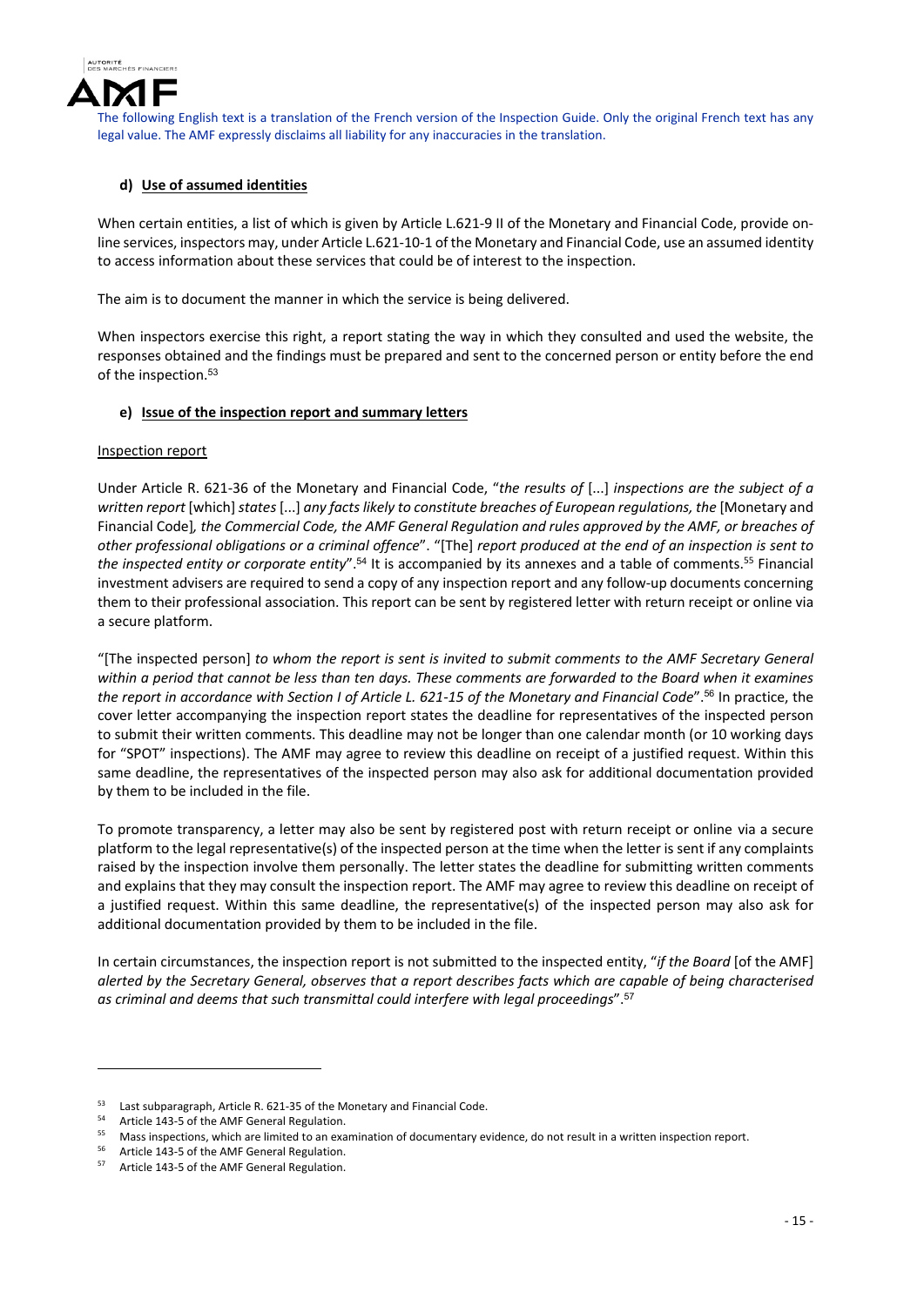The following English text is a translation of the French version of the Inspection Guide. Only the original French text has any legal value. The AMF expressly disclaims all liability for any inaccuracies in the translation.

#### d) Use of assumed identities

When certain entities, a list of which is given by Article L.621-9 II of the Monetary and Financial Code, provide on-line services, inspectors may, under Article L.621-10-1 of the Monetary and Financial Code, use an assumed identity to access information about these services that could be of interest to the inspection.

The aim is to document the manner in which the service is being delivered.

When inspectors exercise this right, a report stating the way in which they consulted and used the website, the responses obtained and the findings must be prepared and sent to the concerned person or entity before the end of the inspection.[53]

#### e) Issue of the inspection report and summary letters

Inspection report

Under Article R. 621-36 of the Monetary and Financial Code, "*the results of* [...] *inspections are the subject of a written report* [which] *states* [...] *any facts likely to constitute breaches of European regulations, the* [Monetary and Financial Code]*, the Commercial Code, the AMF General Regulation and rules approved by the AMF, or breaches of other professional obligations or a criminal offence*". "[The] *report produced at the end of an inspection is sent to the inspected entity or corporate entity*".[54] It is accompanied by its annexes and a table of comments.[55] Financial investment advisers are required to send a copy of any inspection report and any follow-up documents concerning them to their professional association. This report can be sent by registered letter with return receipt or online via a secure platform.

"[The inspected person] *to whom the report is sent is invited to submit comments to the AMF Secretary General within a period that cannot be less than ten days. These comments are forwarded to the Board when it examines the report in accordance with Section I of Article L. 621-15 of the Monetary and Financial Code*".[56] In practice, the cover letter accompanying the inspection report states the deadline for representatives of the inspected person to submit their written comments. This deadline may not be longer than one calendar month (or 10 working days for "SPOT" inspections). The AMF may agree to review this deadline on receipt of a justified request. Within this same deadline, the representatives of the inspected person may also ask for additional documentation provided by them to be included in the file.

To promote transparency, a letter may also be sent by registered post with return receipt or online via a secure platform to the legal representative(s) of the inspected person at the time when the letter is sent if any complaints raised by the inspection involve them personally. The letter states the deadline for submitting written comments and explains that they may consult the inspection report. The AMF may agree to review this deadline on receipt of a justified request. Within this same deadline, the representative(s) of the inspected person may also ask for additional documentation provided by them to be included in the file.

In certain circumstances, the inspection report is not submitted to the inspected entity, "*if the Board* [of the AMF] *alerted by the Secretary General, observes that a report describes facts which are capable of being characterised as criminal and deems that such transmittal could interfere with legal proceedings*".[57]

---

[53] Last subparagraph, Article R. 621-35 of the Monetary and Financial Code.

[54] Article 143-5 of the AMF General Regulation.

[55] Mass inspections, which are limited to an examination of documentary evidence, do not result in a written inspection report.

[56] Article 143-5 of the AMF General Regulation.

[57] Article 143-5 of the AMF General Regulation.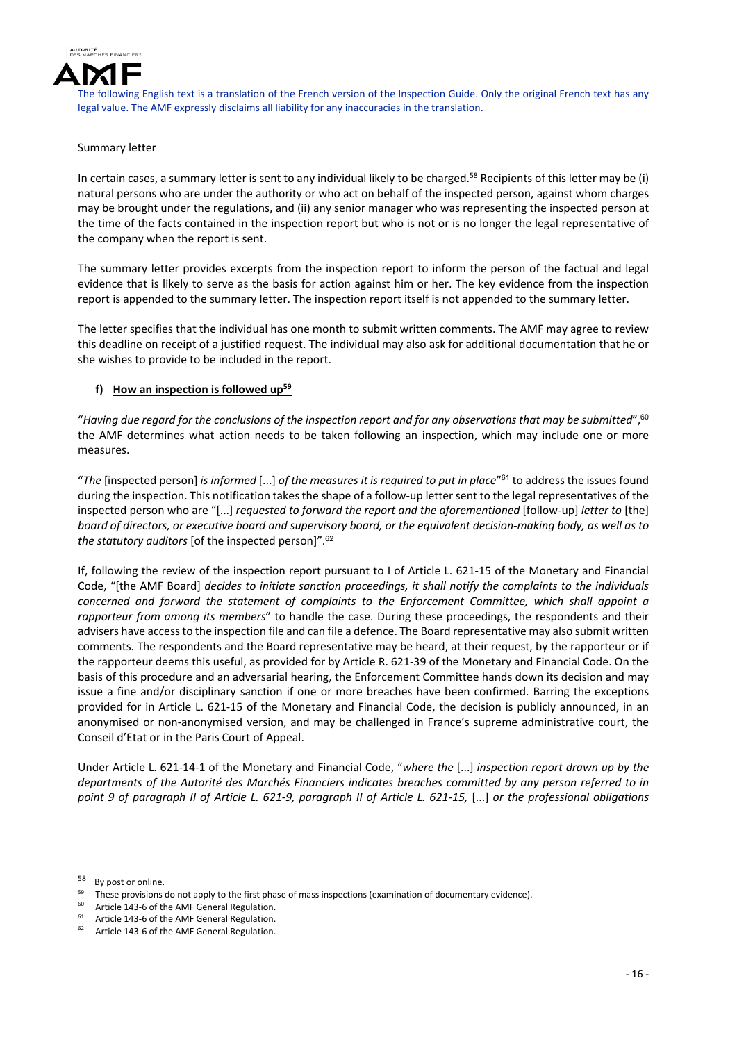The following English text is a translation of the French version of the Inspection Guide. Only the original French text has any legal value. The AMF expressly disclaims all liability for any inaccuracies in the translation.

Summary letter

In certain cases, a summary letter is sent to any individual likely to be charged.[58] Recipients of this letter may be (i) natural persons who are under the authority or who act on behalf of the inspected person, against whom charges may be brought under the regulations, and (ii) any senior manager who was representing the inspected person at the time of the facts contained in the inspection report but who is not or is no longer the legal representative of the company when the report is sent.

The summary letter provides excerpts from the inspection report to inform the person of the factual and legal evidence that is likely to serve as the basis for action against him or her. The key evidence from the inspection report is appended to the summary letter. The inspection report itself is not appended to the summary letter.

The letter specifies that the individual has one month to submit written comments. The AMF may agree to review this deadline on receipt of a justified request. The individual may also ask for additional documentation that he or she wishes to provide to be included in the report.

#### f) How an inspection is followed up[59]

"*Having due regard for the conclusions of the inspection report and for any observations that may be submitted*",[60] the AMF determines what action needs to be taken following an inspection, which may include one or more measures.

"*The* [inspected person] *is informed* [...] *of the measures it is required to put in place*"[61] to address the issues found during the inspection. This notification takes the shape of a follow-up letter sent to the legal representatives of the inspected person who are "[...] *requested to forward the report and the aforementioned* [follow-up] *letter to* [the] *board of directors, or executive board and supervisory board, or the equivalent decision-making body, as well as to the statutory auditors* [of the inspected person]".[62]

If, following the review of the inspection report pursuant to I of Article L. 621-15 of the Monetary and Financial Code, "[the AMF Board] *decides to initiate sanction proceedings, it shall notify the complaints to the individuals concerned and forward the statement of complaints to the Enforcement Committee, which shall appoint a rapporteur from among its members*" to handle the case. During these proceedings, the respondents and their advisers have access to the inspection file and can file a defence. The Board representative may also submit written comments. The respondents and the Board representative may be heard, at their request, by the rapporteur or if the rapporteur deems this useful, as provided for by Article R. 621-39 of the Monetary and Financial Code. On the basis of this procedure and an adversarial hearing, the Enforcement Committee hands down its decision and may issue a fine and/or disciplinary sanction if one or more breaches have been confirmed. Barring the exceptions provided for in Article L. 621-15 of the Monetary and Financial Code, the decision is publicly announced, in an anonymised or non-anonymised version, and may be challenged in France's supreme administrative court, the Conseil d'Etat or in the Paris Court of Appeal.

Under Article L. 621-14-1 of the Monetary and Financial Code, "*where the* [...] *inspection report drawn up by the departments of the Autorité des Marchés Financiers indicates breaches committed by any person referred to in point 9 of paragraph II of Article L. 621-9, paragraph II of Article L. 621-15,* [...] *or the professional obligations*

---

[58] By post or online.

[59] These provisions do not apply to the first phase of mass inspections (examination of documentary evidence).

[60] Article 143-6 of the AMF General Regulation.

[61] Article 143-6 of the AMF General Regulation.

[62] Article 143-6 of the AMF General Regulation.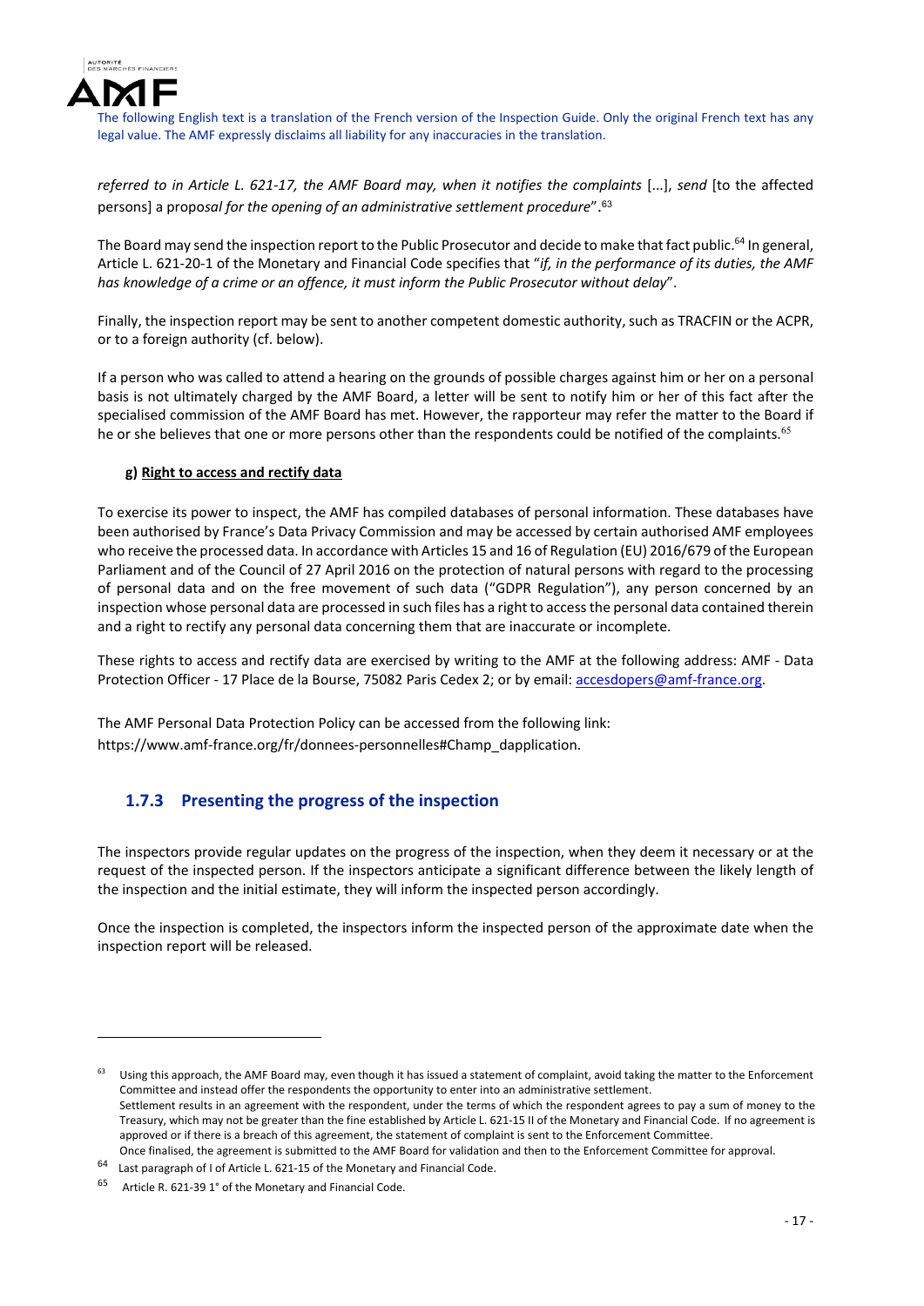The following English text is a translation of the French version of the Inspection Guide. Only the original French text has any legal value. The AMF expressly disclaims all liability for any inaccuracies in the translation.

*referred to in Article L. 621-17, the AMF Board may, when it notifies the complaints* [...], *send* [to the affected persons] a propo*sal for the opening of an administrative settlement procedure*".[63]

The Board may send the inspection report to the Public Prosecutor and decide to make that fact public.[64] In general, Article L. 621-20-1 of the Monetary and Financial Code specifies that "*if, in the performance of its duties, the AMF has knowledge of a crime or an offence, it must inform the Public Prosecutor without delay*".

Finally, the inspection report may be sent to another competent domestic authority, such as TRACFIN or the ACPR, or to a foreign authority (cf. below).

If a person who was called to attend a hearing on the grounds of possible charges against him or her on a personal basis is not ultimately charged by the AMF Board, a letter will be sent to notify him or her of this fact after the specialised commission of the AMF Board has met. However, the rapporteur may refer the matter to the Board if he or she believes that one or more persons other than the respondents could be notified of the complaints.[65]

#### g) Right to access and rectify data

To exercise its power to inspect, the AMF has compiled databases of personal information. These databases have been authorised by France's Data Privacy Commission and may be accessed by certain authorised AMF employees who receive the processed data. In accordance with Articles 15 and 16 of Regulation (EU) 2016/679 of the European Parliament and of the Council of 27 April 2016 on the protection of natural persons with regard to the processing of personal data and on the free movement of such data ("GDPR Regulation"), any person concerned by an inspection whose personal data are processed in such files has a right to access the personal data contained therein and a right to rectify any personal data concerning them that are inaccurate or incomplete.

These rights to access and rectify data are exercised by writing to the AMF at the following address: AMF - Data Protection Officer - 17 Place de la Bourse, 75082 Paris Cedex 2; or by email: accesdopers@amf-france.org.

The AMF Personal Data Protection Policy can be accessed from the following link:
https://www.amf-france.org/fr/donnees-personnelles#Champ_dapplication.

### 1.7.3 Presenting the progress of the inspection

The inspectors provide regular updates on the progress of the inspection, when they deem it necessary or at the request of the inspected person. If the inspectors anticipate a significant difference between the likely length of the inspection and the initial estimate, they will inform the inspected person accordingly.

Once the inspection is completed, the inspectors inform the inspected person of the approximate date when the inspection report will be released.

---

[63] Using this approach, the AMF Board may, even though it has issued a statement of complaint, avoid taking the matter to the Enforcement Committee and instead offer the respondents the opportunity to enter into an administrative settlement.
Settlement results in an agreement with the respondent, under the terms of which the respondent agrees to pay a sum of money to the Treasury, which may not be greater than the fine established by Article L. 621-15 II of the Monetary and Financial Code. If no agreement is approved or if there is a breach of this agreement, the statement of complaint is sent to the Enforcement Committee.
Once finalised, the agreement is submitted to the AMF Board for validation and then to the Enforcement Committee for approval.

[64] Last paragraph of I of Article L. 621-15 of the Monetary and Financial Code.

[65] Article R. 621-39 1° of the Monetary and Financial Code.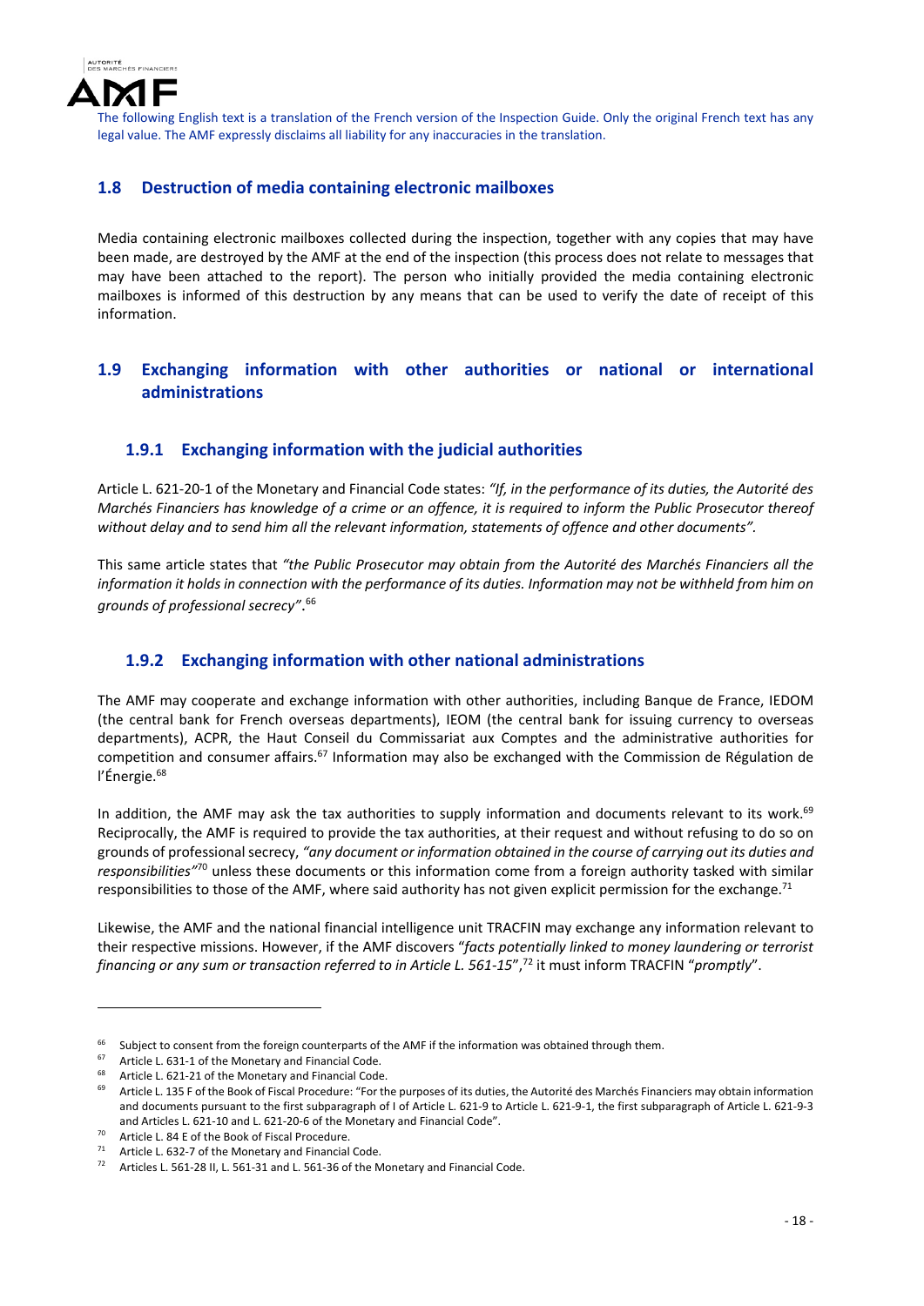The following English text is a translation of the French version of the Inspection Guide. Only the original French text has any legal value. The AMF expressly disclaims all liability for any inaccuracies in the translation.

## 1.8 Destruction of media containing electronic mailboxes

Media containing electronic mailboxes collected during the inspection, together with any copies that may have been made, are destroyed by the AMF at the end of the inspection (this process does not relate to messages that may have been attached to the report). The person who initially provided the media containing electronic mailboxes is informed of this destruction by any means that can be used to verify the date of receipt of this information.

## 1.9 Exchanging information with other authorities or national or international administrations

### 1.9.1 Exchanging information with the judicial authorities

Article L. 621-20-1 of the Monetary and Financial Code states: *"If, in the performance of its duties, the Autorité des Marchés Financiers has knowledge of a crime or an offence, it is required to inform the Public Prosecutor thereof without delay and to send him all the relevant information, statements of offence and other documents"*.

This same article states that *"the Public Prosecutor may obtain from the Autorité des Marchés Financiers all the information it holds in connection with the performance of its duties. Information may not be withheld from him on grounds of professional secrecy"*.[66]

### 1.9.2 Exchanging information with other national administrations

The AMF may cooperate and exchange information with other authorities, including Banque de France, IEDOM (the central bank for French overseas departments), IEOM (the central bank for issuing currency to overseas departments), ACPR, the Haut Conseil du Commissariat aux Comptes and the administrative authorities for competition and consumer affairs.[67] Information may also be exchanged with the Commission de Régulation de l'Énergie.[68]

In addition, the AMF may ask the tax authorities to supply information and documents relevant to its work.[69] Reciprocally, the AMF is required to provide the tax authorities, at their request and without refusing to do so on grounds of professional secrecy, *"any document or information obtained in the course of carrying out its duties and responsibilities"*[70] unless these documents or this information come from a foreign authority tasked with similar responsibilities to those of the AMF, where said authority has not given explicit permission for the exchange.[71]

Likewise, the AMF and the national financial intelligence unit TRACFIN may exchange any information relevant to their respective missions. However, if the AMF discovers "*facts potentially linked to money laundering or terrorist financing or any sum or transaction referred to in Article L. 561-15*",[72] it must inform TRACFIN "*promptly*".

---

[66] Subject to consent from the foreign counterparts of the AMF if the information was obtained through them.

[67] Article L. 631-1 of the Monetary and Financial Code.

[68] Article L. 621-21 of the Monetary and Financial Code.

[69] Article L. 135 F of the Book of Fiscal Procedure: "For the purposes of its duties, the Autorité des Marchés Financiers may obtain information and documents pursuant to the first subparagraph of I of Article L. 621-9 to Article L. 621-9-1, the first subparagraph of Article L. 621-9-3 and Articles L. 621-10 and L. 621-20-6 of the Monetary and Financial Code".

[70] Article L. 84 E of the Book of Fiscal Procedure.

[71] Article L. 632-7 of the Monetary and Financial Code.

[72] Articles L. 561-28 II, L. 561-31 and L. 561-36 of the Monetary and Financial Code.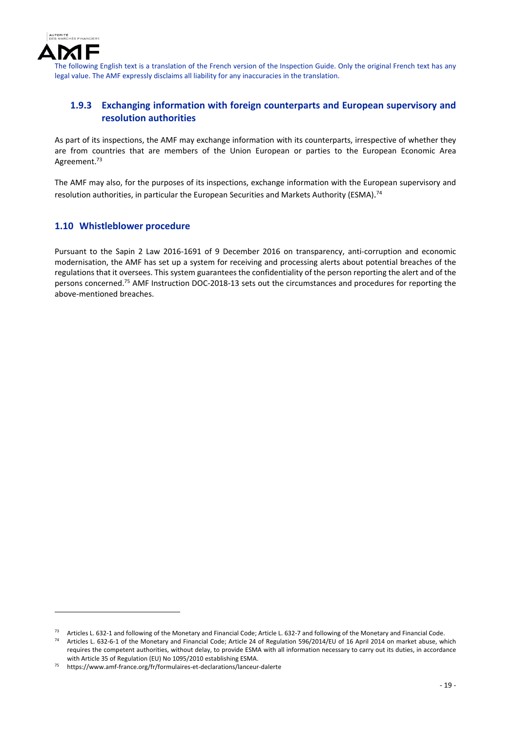The following English text is a translation of the French version of the Inspection Guide. Only the original French text has any legal value. The AMF expressly disclaims all liability for any inaccuracies in the translation.

### 1.9.3 Exchanging information with foreign counterparts and European supervisory and resolution authorities

As part of its inspections, the AMF may exchange information with its counterparts, irrespective of whether they are from countries that are members of the Union European or parties to the European Economic Area Agreement.[73]

The AMF may also, for the purposes of its inspections, exchange information with the European supervisory and resolution authorities, in particular the European Securities and Markets Authority (ESMA).[74]

## 1.10 Whistleblower procedure

Pursuant to the Sapin 2 Law 2016-1691 of 9 December 2016 on transparency, anti-corruption and economic modernisation, the AMF has set up a system for receiving and processing alerts about potential breaches of the regulations that it oversees. This system guarantees the confidentiality of the person reporting the alert and of the persons concerned.[75] AMF Instruction DOC-2018-13 sets out the circumstances and procedures for reporting the above-mentioned breaches.

---

[73] Articles L. 632-1 and following of the Monetary and Financial Code; Article L. 632-7 and following of the Monetary and Financial Code.

[74] Articles L. 632-6-1 of the Monetary and Financial Code; Article 24 of Regulation 596/2014/EU of 16 April 2014 on market abuse, which requires the competent authorities, without delay, to provide ESMA with all information necessary to carry out its duties, in accordance with Article 35 of Regulation (EU) No 1095/2010 establishing ESMA.

[75] https://www.amf-france.org/fr/formulaires-et-declarations/lanceur-dalerte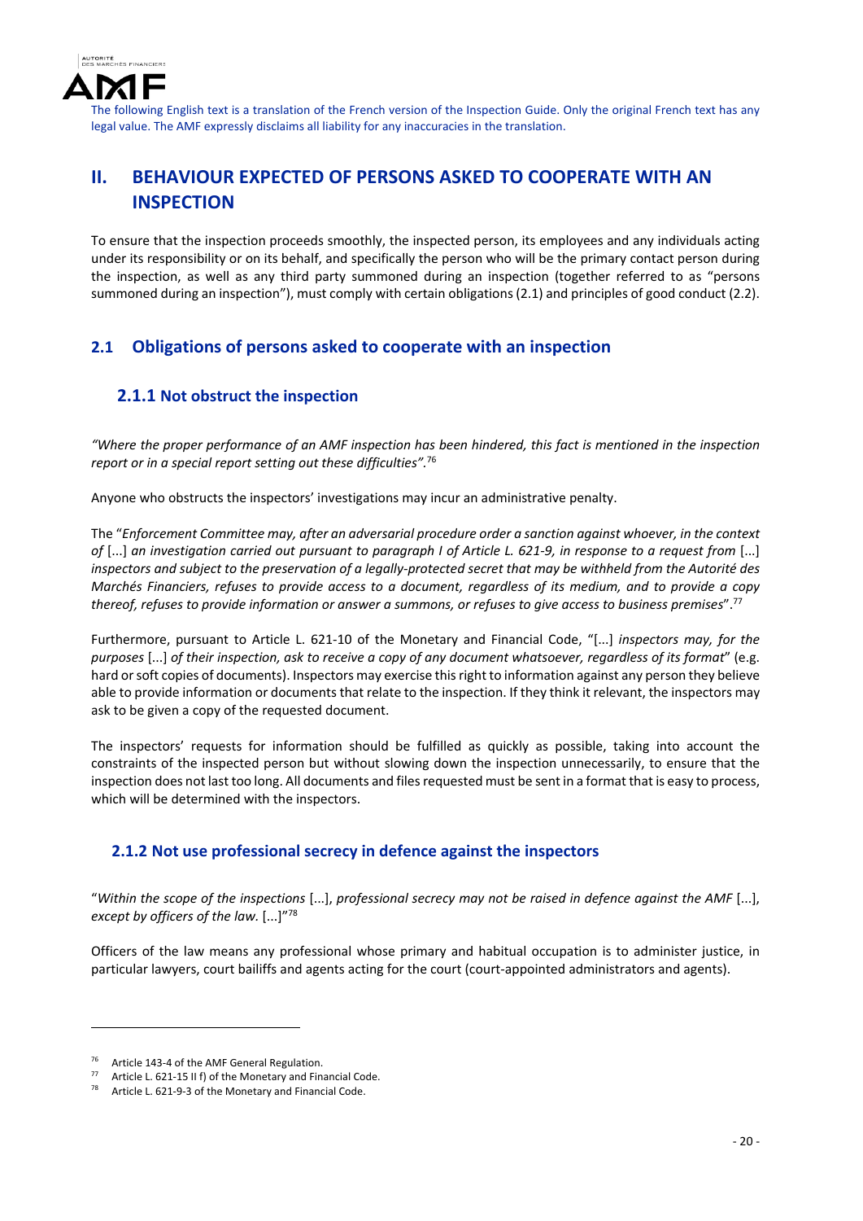The following English text is a translation of the French version of the Inspection Guide. Only the original French text has any legal value. The AMF expressly disclaims all liability for any inaccuracies in the translation.

## II. BEHAVIOUR EXPECTED OF PERSONS ASKED TO COOPERATE WITH AN INSPECTION

To ensure that the inspection proceeds smoothly, the inspected person, its employees and any individuals acting under its responsibility or on its behalf, and specifically the person who will be the primary contact person during the inspection, as well as any third party summoned during an inspection (together referred to as "persons summoned during an inspection"), must comply with certain obligations (2.1) and principles of good conduct (2.2).

### 2.1 Obligations of persons asked to cooperate with an inspection

#### 2.1.1 Not obstruct the inspection

*"Where the proper performance of an AMF inspection has been hindered, this fact is mentioned in the inspection report or in a special report setting out these difficulties".*[76]

Anyone who obstructs the inspectors' investigations may incur an administrative penalty.

The "*Enforcement Committee may, after an adversarial procedure order a sanction against whoever, in the context of* [...] *an investigation carried out pursuant to paragraph I of Article L. 621-9, in response to a request from* [...] *inspectors and subject to the preservation of a legally-protected secret that may be withheld from the Autorité des Marchés Financiers, refuses to provide access to a document, regardless of its medium, and to provide a copy thereof, refuses to provide information or answer a summons, or refuses to give access to business premises*".[77]

Furthermore, pursuant to Article L. 621-10 of the Monetary and Financial Code, "[...] *inspectors may, for the purposes* [...] *of their inspection, ask to receive a copy of any document whatsoever, regardless of its format*" (e.g. hard or soft copies of documents). Inspectors may exercise this right to information against any person they believe able to provide information or documents that relate to the inspection. If they think it relevant, the inspectors may ask to be given a copy of the requested document.

The inspectors' requests for information should be fulfilled as quickly as possible, taking into account the constraints of the inspected person but without slowing down the inspection unnecessarily, to ensure that the inspection does not last too long. All documents and files requested must be sent in a format that is easy to process, which will be determined with the inspectors.

#### 2.1.2 Not use professional secrecy in defence against the inspectors

"*Within the scope of the inspections* [...], *professional secrecy may not be raised in defence against the AMF* [...], *except by officers of the law.* [...]"[78]

Officers of the law means any professional whose primary and habitual occupation is to administer justice, in particular lawyers, court bailiffs and agents acting for the court (court-appointed administrators and agents).

---

[76] Article 143-4 of the AMF General Regulation.

[77] Article L. 621-15 II f) of the Monetary and Financial Code.

[78] Article L. 621-9-3 of the Monetary and Financial Code.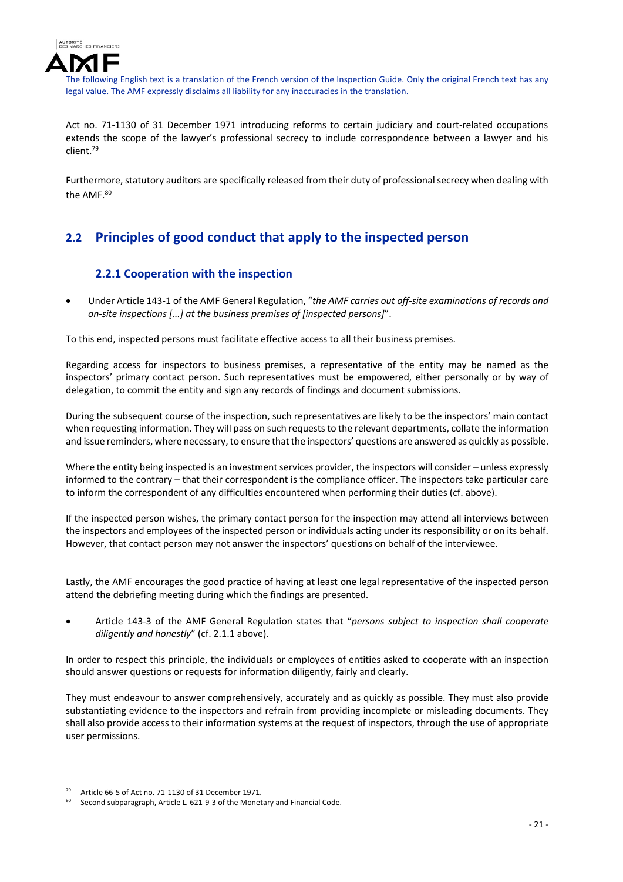Act no. 71-1130 of 31 December 1971 introducing reforms to certain judiciary and court-related occupations extends the scope of the lawyer's professional secrecy to include correspondence between a lawyer and his client.[79]

Furthermore, statutory auditors are specifically released from their duty of professional secrecy when dealing with the AMF.[80]

## 2.2 Principles of good conduct that apply to the inspected person

### 2.2.1 Cooperation with the inspection

- Under Article 143-1 of the AMF General Regulation, "*the AMF carries out off-site examinations of records and on-site inspections [...] at the business premises of [inspected persons]*".

To this end, inspected persons must facilitate effective access to all their business premises.

Regarding access for inspectors to business premises, a representative of the entity may be named as the inspectors' primary contact person. Such representatives must be empowered, either personally or by way of delegation, to commit the entity and sign any records of findings and document submissions.

During the subsequent course of the inspection, such representatives are likely to be the inspectors' main contact when requesting information. They will pass on such requests to the relevant departments, collate the information and issue reminders, where necessary, to ensure that the inspectors' questions are answered as quickly as possible.

Where the entity being inspected is an investment services provider, the inspectors will consider – unless expressly informed to the contrary – that their correspondent is the compliance officer. The inspectors take particular care to inform the correspondent of any difficulties encountered when performing their duties (cf. above).

If the inspected person wishes, the primary contact person for the inspection may attend all interviews between the inspectors and employees of the inspected person or individuals acting under its responsibility or on its behalf. However, that contact person may not answer the inspectors' questions on behalf of the interviewee.

Lastly, the AMF encourages the good practice of having at least one legal representative of the inspected person attend the debriefing meeting during which the findings are presented.

- Article 143-3 of the AMF General Regulation states that "*persons subject to inspection shall cooperate diligently and honestly*" (cf. 2.1.1 above).

In order to respect this principle, the individuals or employees of entities asked to cooperate with an inspection should answer questions or requests for information diligently, fairly and clearly.

They must endeavour to answer comprehensively, accurately and as quickly as possible. They must also provide substantiating evidence to the inspectors and refrain from providing incomplete or misleading documents. They shall also provide access to their information systems at the request of inspectors, through the use of appropriate user permissions.

---

[79] Article 66-5 of Act no. 71-1130 of 31 December 1971.

[80] Second subparagraph, Article L. 621-9-3 of the Monetary and Financial Code.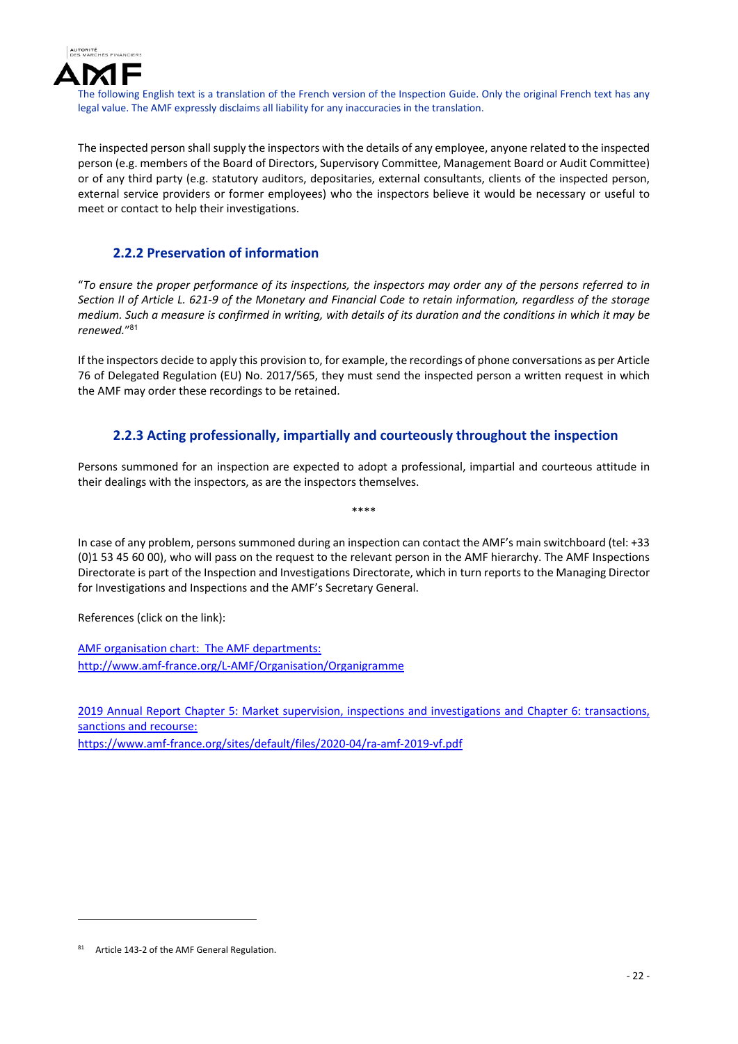The following English text is a translation of the French version of the Inspection Guide. Only the original French text has any legal value. The AMF expressly disclaims all liability for any inaccuracies in the translation.

The inspected person shall supply the inspectors with the details of any employee, anyone related to the inspected person (e.g. members of the Board of Directors, Supervisory Committee, Management Board or Audit Committee) or of any third party (e.g. statutory auditors, depositaries, external consultants, clients of the inspected person, external service providers or former employees) who the inspectors believe it would be necessary or useful to meet or contact to help their investigations.

### 2.2.2 Preservation of information

"*To ensure the proper performance of its inspections, the inspectors may order any of the persons referred to in Section II of Article L. 621-9 of the Monetary and Financial Code to retain information, regardless of the storage medium. Such a measure is confirmed in writing, with details of its duration and the conditions in which it may be renewed.*"[81]

If the inspectors decide to apply this provision to, for example, the recordings of phone conversations as per Article 76 of Delegated Regulation (EU) No. 2017/565, they must send the inspected person a written request in which the AMF may order these recordings to be retained.

### 2.2.3 Acting professionally, impartially and courteously throughout the inspection

Persons summoned for an inspection are expected to adopt a professional, impartial and courteous attitude in their dealings with the inspectors, as are the inspectors themselves.

****

In case of any problem, persons summoned during an inspection can contact the AMF's main switchboard (tel: +33 (0)1 53 45 60 00), who will pass on the request to the relevant person in the AMF hierarchy. The AMF Inspections Directorate is part of the Inspection and Investigations Directorate, which in turn reports to the Managing Director for Investigations and Inspections and the AMF's Secretary General.

References (click on the link):

[AMF organisation chart: The AMF departments:
http://www.amf-france.org/L-AMF/Organisation/Organigramme](http://www.amf-france.org/L-AMF/Organisation/Organigramme)

[2019 Annual Report Chapter 5: Market supervision, inspections and investigations and Chapter 6: transactions, sanctions and recourse:
https://www.amf-france.org/sites/default/files/2020-04/ra-amf-2019-vf.pdf](https://www.amf-france.org/sites/default/files/2020-04/ra-amf-2019-vf.pdf)

[81] Article 143-2 of the AMF General Regulation.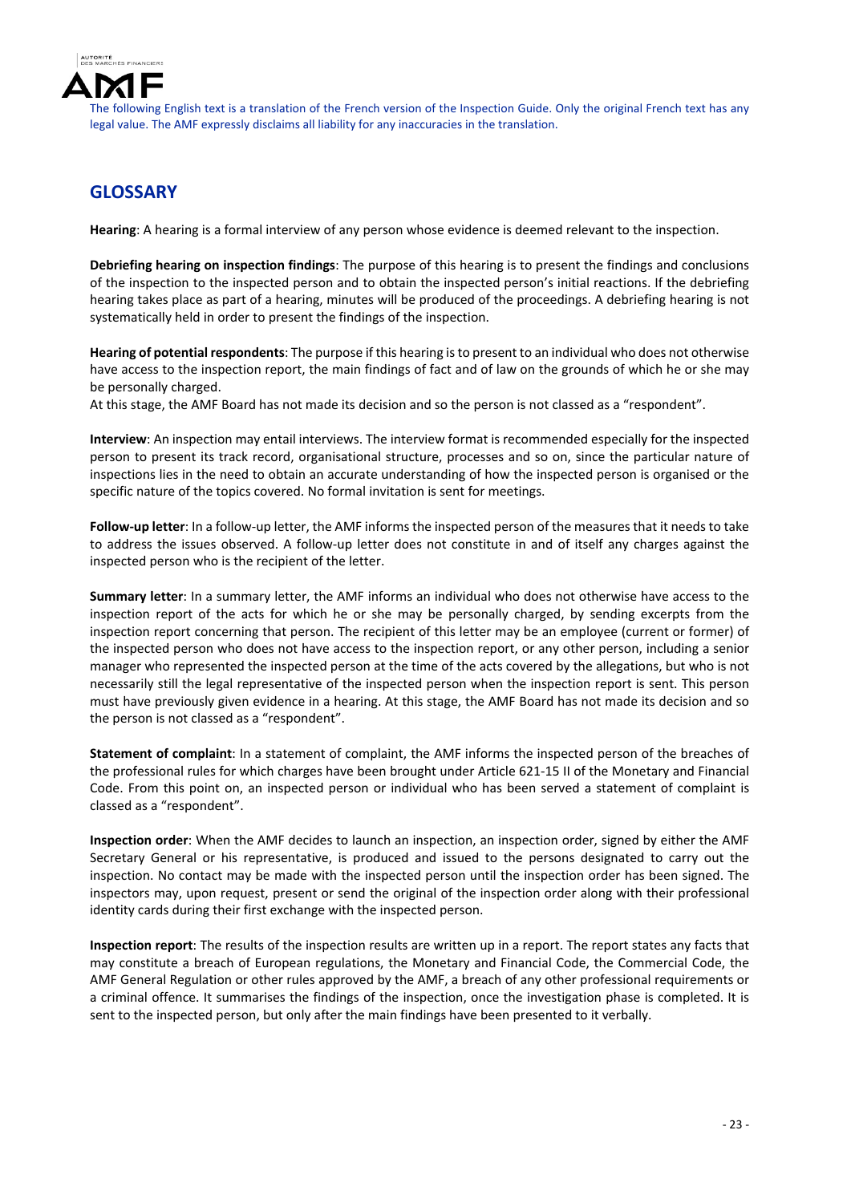The following English text is a translation of the French version of the Inspection Guide. Only the original French text has any legal value. The AMF expressly disclaims all liability for any inaccuracies in the translation.

## GLOSSARY

**Hearing**: A hearing is a formal interview of any person whose evidence is deemed relevant to the inspection.

**Debriefing hearing on inspection findings**: The purpose of this hearing is to present the findings and conclusions of the inspection to the inspected person and to obtain the inspected person's initial reactions. If the debriefing hearing takes place as part of a hearing, minutes will be produced of the proceedings. A debriefing hearing is not systematically held in order to present the findings of the inspection.

**Hearing of potential respondents**: The purpose if this hearing is to present to an individual who does not otherwise have access to the inspection report, the main findings of fact and of law on the grounds of which he or she may be personally charged.
At this stage, the AMF Board has not made its decision and so the person is not classed as a "respondent".

**Interview**: An inspection may entail interviews. The interview format is recommended especially for the inspected person to present its track record, organisational structure, processes and so on, since the particular nature of inspections lies in the need to obtain an accurate understanding of how the inspected person is organised or the specific nature of the topics covered. No formal invitation is sent for meetings.

**Follow-up letter**: In a follow-up letter, the AMF informs the inspected person of the measures that it needs to take to address the issues observed. A follow-up letter does not constitute in and of itself any charges against the inspected person who is the recipient of the letter.

**Summary letter**: In a summary letter, the AMF informs an individual who does not otherwise have access to the inspection report of the acts for which he or she may be personally charged, by sending excerpts from the inspection report concerning that person. The recipient of this letter may be an employee (current or former) of the inspected person who does not have access to the inspection report, or any other person, including a senior manager who represented the inspected person at the time of the acts covered by the allegations, but who is not necessarily still the legal representative of the inspected person when the inspection report is sent. This person must have previously given evidence in a hearing. At this stage, the AMF Board has not made its decision and so the person is not classed as a "respondent".

**Statement of complaint**: In a statement of complaint, the AMF informs the inspected person of the breaches of the professional rules for which charges have been brought under Article 621-15 II of the Monetary and Financial Code. From this point on, an inspected person or individual who has been served a statement of complaint is classed as a "respondent".

**Inspection order**: When the AMF decides to launch an inspection, an inspection order, signed by either the AMF Secretary General or his representative, is produced and issued to the persons designated to carry out the inspection. No contact may be made with the inspected person until the inspection order has been signed. The inspectors may, upon request, present or send the original of the inspection order along with their professional identity cards during their first exchange with the inspected person.

**Inspection report**: The results of the inspection results are written up in a report. The report states any facts that may constitute a breach of European regulations, the Monetary and Financial Code, the Commercial Code, the AMF General Regulation or other rules approved by the AMF, a breach of any other professional requirements or a criminal offence. It summarises the findings of the inspection, once the investigation phase is completed. It is sent to the inspected person, but only after the main findings have been presented to it verbally.